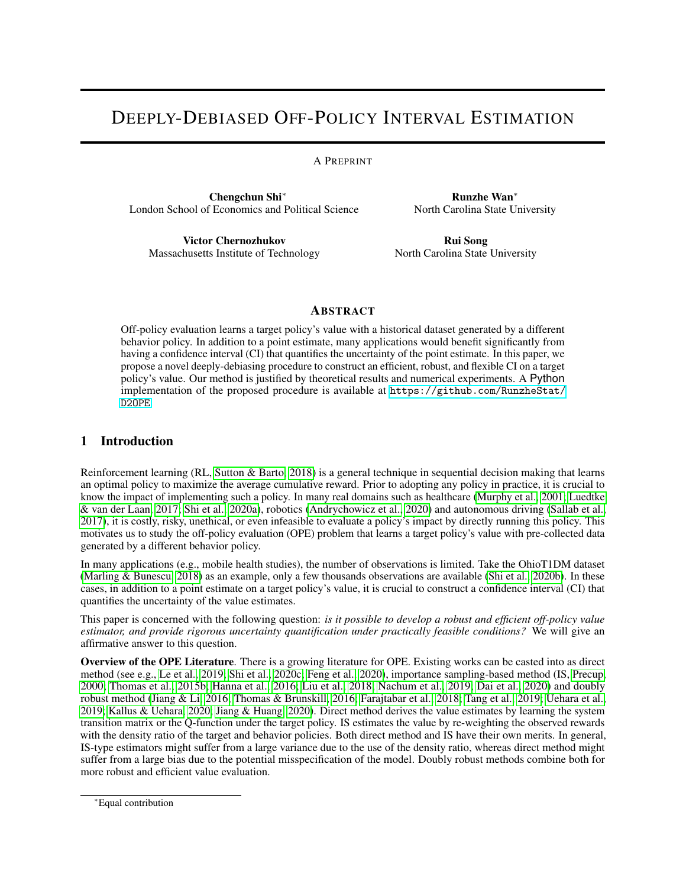# Deeply-Debiased Off-Policy Interval Estimation

A Preprint

**Chengchun Shi**[*]
London School of Economics and Political Science

**Runzhe Wan**[*]
North Carolina State University

**Victor Chernozhukov**
Massachusetts Institute of Technology

**Rui Song**
North Carolina State University

## Abstract

Off-policy evaluation learns a target policy's value with a historical dataset generated by a different behavior policy. In addition to a point estimate, many applications would benefit significantly from having a confidence interval (CI) that quantifies the uncertainty of the point estimate. In this paper, we propose a novel deeply-debiasing procedure to construct an efficient, robust, and flexible CI on a target policy's value. Our method is justified by theoretical results and numerical experiments. A Python implementation of the proposed procedure is available at https://github.com/RunzheStat/D2OPE.

## 1 Introduction

Reinforcement learning (RL, Sutton & Barto, 2018) is a general technique in sequential decision making that learns an optimal policy to maximize the average cumulative reward. Prior to adopting any policy in practice, it is crucial to know the impact of implementing such a policy. In many real domains such as healthcare (Murphy et al., 2001; Luedtke & van der Laan, 2017; Shi et al., 2020a), robotics (Andrychowicz et al., 2020) and autonomous driving (Sallab et al., 2017), it is costly, risky, unethical, or even infeasible to evaluate a policy's impact by directly running this policy. This motivates us to study the off-policy evaluation (OPE) problem that learns a target policy's value with pre-collected data generated by a different behavior policy.

In many applications (e.g., mobile health studies), the number of observations is limited. Take the OhioT1DM dataset (Marling & Bunescu, 2018) as an example, only a few thousands observations are available (Shi et al., 2020b). In these cases, in addition to a point estimate on a target policy's value, it is crucial to construct a confidence interval (CI) that quantifies the uncertainty of the value estimates.

This paper is concerned with the following question: *is it possible to develop a robust and efficient off-policy value estimator, and provide rigorous uncertainty quantification under practically feasible conditions?* We will give an affirmative answer to this question.

**Overview of the OPE Literature**. There is a growing literature for OPE. Existing works can be casted into as direct method (see e.g., Le et al., 2019; Shi et al., 2020c; Feng et al., 2020), importance sampling-based method (IS, Precup, 2000; Thomas et al., 2015b; Hanna et al., 2016; Liu et al., 2018; Nachum et al., 2019; Dai et al., 2020) and doubly robust method (Jiang & Li, 2016; Thomas & Brunskill, 2016; Farajtabar et al., 2018; Tang et al., 2019; Uehara et al., 2019; Kallus & Uehara, 2020; Jiang & Huang, 2020). Direct method derives the value estimates by learning the system transition matrix or the Q-function under the target policy. IS estimates the value by re-weighting the observed rewards with the density ratio of the target and behavior policies. Both direct method and IS have their own merits. In general, IS-type estimators might suffer from a large variance due to the use of the density ratio, whereas direct method might suffer from a large bias due to the potential misspecification of the model. Doubly robust methods combine both for more robust and efficient value evaluation.

[*]Equal contribution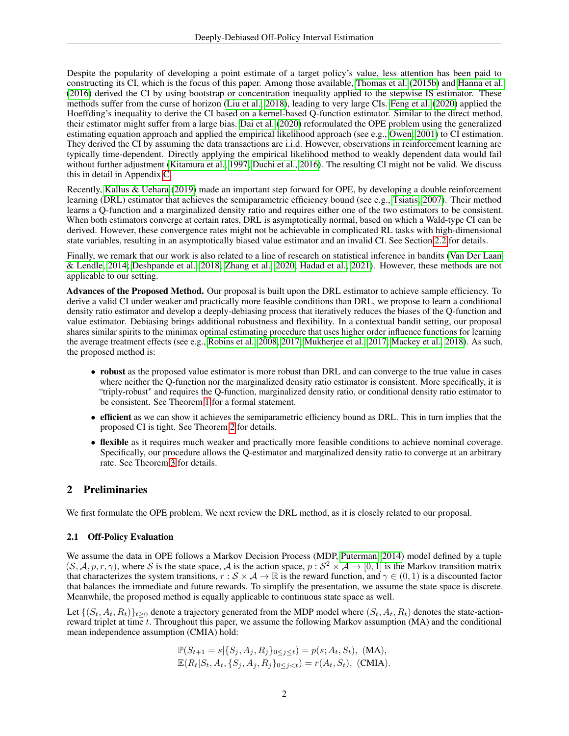Despite the popularity of developing a point estimate of a target policy's value, less attention has been paid to constructing its CI, which is the focus of this paper. Among those available, Thomas et al. (2015b) and Hanna et al. (2016) derived the CI by using bootstrap or concentration inequality applied to the stepwise IS estimator. These methods suffer from the curse of horizon (Liu et al., 2018), leading to very large CIs. Feng et al. (2020) applied the Hoeffding's inequality to derive the CI based on a kernel-based Q-function estimator. Similar to the direct method, their estimator might suffer from a large bias. Dai et al. (2020) reformulated the OPE problem using the generalized estimating equation approach and applied the empirical likelihood approach (see e.g., Owen, 2001) to CI estimation. They derived the CI by assuming the data transactions are i.i.d. However, observations in reinforcement learning are typically time-dependent. Directly applying the empirical likelihood method to weakly dependent data would fail without further adjustment (Kitamura et al., 1997; Duchi et al., 2016). The resulting CI might not be valid. We discuss this in detail in Appendix C.

Recently, Kallus & Uehara (2019) made an important step forward for OPE, by developing a double reinforcement learning (DRL) estimator that achieves the semiparametric efficiency bound (see e.g., Tsiatis, 2007). Their method learns a Q-function and a marginalized density ratio and requires either one of the two estimators to be consistent. When both estimators converge at certain rates, DRL is asymptotically normal, based on which a Wald-type CI can be derived. However, these convergence rates might not be achievable in complicated RL tasks with high-dimensional state variables, resulting in an asymptotically biased value estimator and an invalid CI. See Section 2.2 for details.

Finally, we remark that our work is also related to a line of research on statistical inference in bandits (Van Der Laan & Lendle, 2014; Deshpande et al., 2018; Zhang et al., 2020; Hadad et al., 2021). However, these methods are not applicable to our setting.

**Advances of the Proposed Method.** Our proposal is built upon the DRL estimator to achieve sample efficiency. To derive a valid CI under weaker and practically more feasible conditions than DRL, we propose to learn a conditional density ratio estimator and develop a deeply-debiasing process that iteratively reduces the biases of the Q-function and value estimator. Debiasing brings additional robustness and flexibility. In a contextual bandit setting, our proposal shares similar spirits to the minimax optimal estimating procedure that uses higher order influence functions for learning the average treatment effects (see e.g., Robins et al., 2008; 2017; Mukherjee et al., 2017; Mackey et al., 2018). As such, the proposed method is:

- **robust** as the proposed value estimator is more robust than DRL and can converge to the true value in cases where neither the Q-function nor the marginalized density ratio estimator is consistent. More specifically, it is "triply-robust" and requires the Q-function, marginalized density ratio, or conditional density ratio estimator to be consistent. See Theorem 1 for a formal statement.
- **efficient** as we can show it achieves the semiparametric efficiency bound as DRL. This in turn implies that the proposed CI is tight. See Theorem 2 for details.
- **flexible** as it requires much weaker and practically more feasible conditions to achieve nominal coverage. Specifically, our procedure allows the Q-estimator and marginalized density ratio to converge at an arbitrary rate. See Theorem 3 for details.

## 2 Preliminaries

We first formulate the OPE problem. We next review the DRL method, as it is closely related to our proposal.

### 2.1 Off-Policy Evaluation

We assume the data in OPE follows a Markov Decision Process (MDP, Puterman, 2014) model defined by a tuple $(\mathcal{S}, \mathcal{A}, p, r, \gamma)$, where $\mathcal{S}$ is the state space, $\mathcal{A}$ is the action space, $p : \mathcal{S}^2 \times \mathcal{A} \to [0, 1]$ is the Markov transition matrix that characterizes the system transitions, $r : \mathcal{S} \times \mathcal{A} \to \mathbb{R}$ is the reward function, and $\gamma \in (0, 1)$ is a discounted factor that balances the immediate and future rewards. To simplify the presentation, we assume the state space is discrete. Meanwhile, the proposed method is equally applicable to continuous state space as well.

Let $\{(S_t, A_t, R_t)\}_{t \geq 0}$ denote a trajectory generated from the MDP model where $(S_t, A_t, R_t)$ denotes the state-action-reward triplet at time $t$. Throughout this paper, we assume the following Markov assumption (MA) and the conditional mean independence assumption (CMIA) hold:

$$
\mathbb{P}(S_{t+1} = s | \{S_j, A_j, R_j\}_{0 \leq j \leq t}) = p(s; A_t, S_t), \text{ (MA)},
$$
$$
\mathbb{E}(R_t | S_t, A_t, \{S_j, A_j, R_j\}_{0 \leq j < t}) = r(A_t, S_t), \text{ (CMIA)}.
$$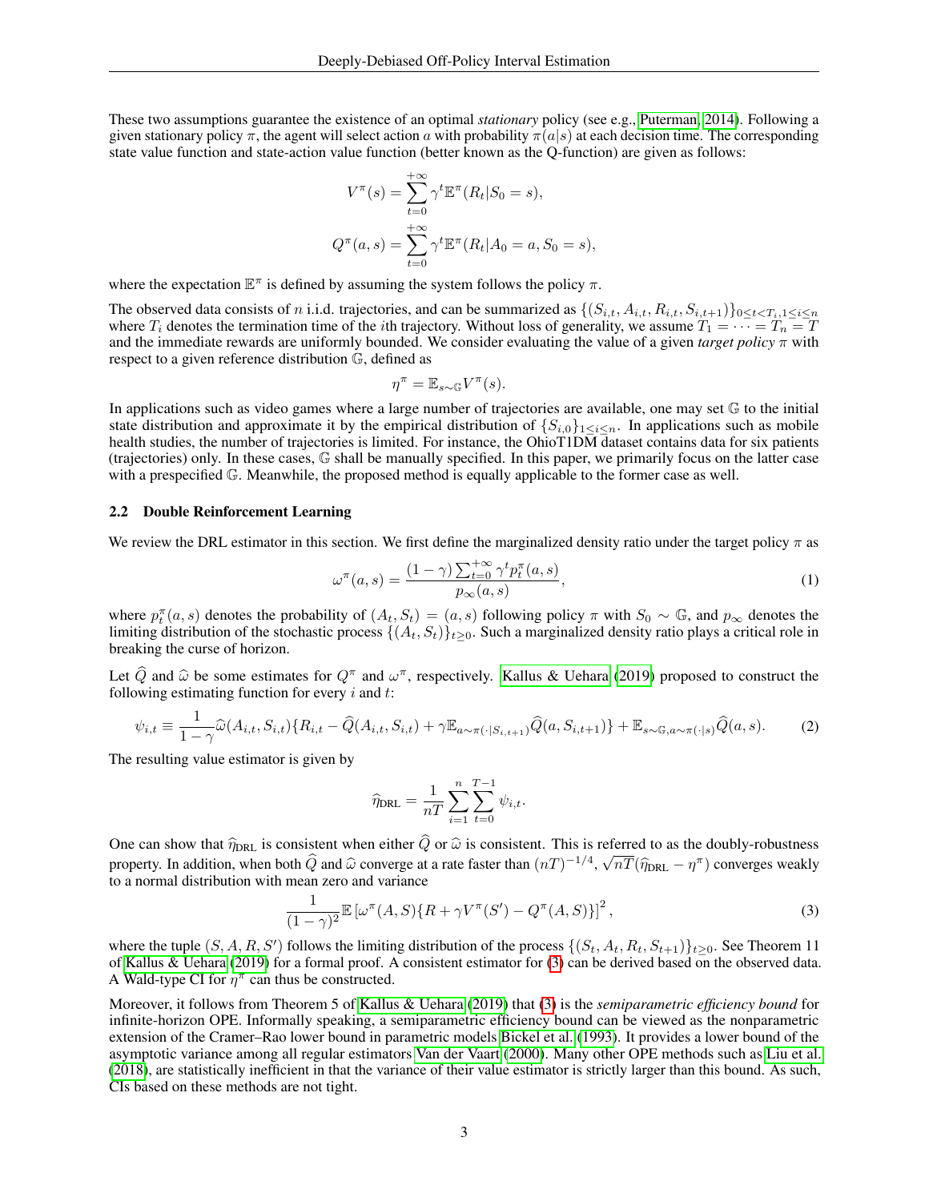These two assumptions guarantee the existence of an optimal *stationary* policy (see e.g., Puterman, 2014). Following a given stationary policy $\pi$, the agent will select action $a$ with probability $\pi(a|s)$ at each decision time. The corresponding state value function and state-action value function (better known as the Q-function) are given as follows:

$$V^\pi(s) = \sum_{t=0}^{+\infty} \gamma^t \mathbb{E}^\pi(R_t | S_0 = s),$$

$$Q^\pi(a, s) = \sum_{t=0}^{+\infty} \gamma^t \mathbb{E}^\pi(R_t | A_0 = a, S_0 = s),$$

where the expectation $\mathbb{E}^\pi$ is defined by assuming the system follows the policy $\pi$.

The observed data consists of $n$ i.i.d. trajectories, and can be summarized as $\{(S_{i,t}, A_{i,t}, R_{i,t}, S_{i,t+1})\}_{0 \le t < T_i, 1 \le i \le n}$ where $T_i$ denotes the termination time of the $i$th trajectory. Without loss of generality, we assume $T_1 = \cdots = T_n = T$ and the immediate rewards are uniformly bounded. We consider evaluating the value of a given *target policy* $\pi$ with respect to a given reference distribution $\mathbb{G}$, defined as

$$\eta^\pi = \mathbb{E}_{s \sim \mathbb{G}} V^\pi(s).$$

In applications such as video games where a large number of trajectories are available, one may set $\mathbb{G}$ to the initial state distribution and approximate it by the empirical distribution of $\{S_{i,0}\}_{1 \le i \le n}$. In applications such as mobile health studies, the number of trajectories is limited. For instance, the OhioT1DM dataset contains data for six patients (trajectories) only. In these cases, $\mathbb{G}$ shall be manually specified. In this paper, we primarily focus on the latter case with a prespecified $\mathbb{G}$. Meanwhile, the proposed method is equally applicable to the former case as well.

### 2.2 Double Reinforcement Learning

We review the DRL estimator in this section. We first define the marginalized density ratio under the target policy $\pi$ as

$$\omega^\pi(a, s) = \frac{(1-\gamma)\sum_{t=0}^{+\infty} \gamma^t p_t^\pi(a, s)}{p_\infty(a, s)}, \tag{1}$$

where $p_t^\pi(a, s)$ denotes the probability of $(A_t, S_t) = (a, s)$ following policy $\pi$ with $S_0 \sim \mathbb{G}$, and $p_\infty$ denotes the limiting distribution of the stochastic process $\{(A_t, S_t)\}_{t \ge 0}$. Such a marginalized density ratio plays a critical role in breaking the curse of horizon.

Let $\widehat{Q}$ and $\widehat{\omega}$ be some estimates for $Q^\pi$ and $\omega^\pi$, respectively. Kallus & Uehara (2019) proposed to construct the following estimating function for every $i$ and $t$:

$$\psi_{i,t} \equiv \frac{1}{1-\gamma} \widehat{\omega}(A_{i,t}, S_{i,t}) \{R_{i,t} - \widehat{Q}(A_{i,t}, S_{i,t}) + \gamma \mathbb{E}_{a \sim \pi(\cdot|S_{i,t+1})} \widehat{Q}(a, S_{i,t+1})\} + \mathbb{E}_{s \sim \mathbb{G}, a \sim \pi(\cdot|s)} \widehat{Q}(a, s). \tag{2}$$

The resulting value estimator is given by

$$\widehat{\eta}_{\text{DRL}} = \frac{1}{nT} \sum_{i=1}^{n} \sum_{t=0}^{T-1} \psi_{i,t}.$$

One can show that $\widehat{\eta}_{\text{DRL}}$ is consistent when either $\widehat{Q}$ or $\widehat{\omega}$ is consistent. This is referred to as the doubly-robustness property. In addition, when both $\widehat{Q}$ and $\widehat{\omega}$ converge at a rate faster than $(nT)^{-1/4}$, $\sqrt{nT}(\widehat{\eta}_{\text{DRL}} - \eta^\pi)$ converges weakly to a normal distribution with mean zero and variance

$$\frac{1}{(1-\gamma)^2} \mathbb{E}\left[\omega^\pi(A, S)\{R + \gamma V^\pi(S') - Q^\pi(A, S)\}\right]^2, \tag{3}$$

where the tuple $(S, A, R, S')$ follows the limiting distribution of the process $\{(S_t, A_t, R_t, S_{t+1})\}_{t \ge 0}$. See Theorem 11 of Kallus & Uehara (2019) for a formal proof. A consistent estimator for (3) can be derived based on the observed data. A Wald-type CI for $\eta^\pi$ can thus be constructed.

Moreover, it follows from Theorem 5 of Kallus & Uehara (2019) that (3) is the *semiparametric efficiency bound* for infinite-horizon OPE. Informally speaking, a semiparametric efficiency bound can be viewed as the nonparametric extension of the Cramer–Rao lower bound in parametric models Bickel et al. (1993). It provides a lower bound of the asymptotic variance among all regular estimators Van der Vaart (2000). Many other OPE methods such as Liu et al. (2018), are statistically inefficient in that the variance of their value estimator is strictly larger than this bound. As such, CIs based on these methods are not tight.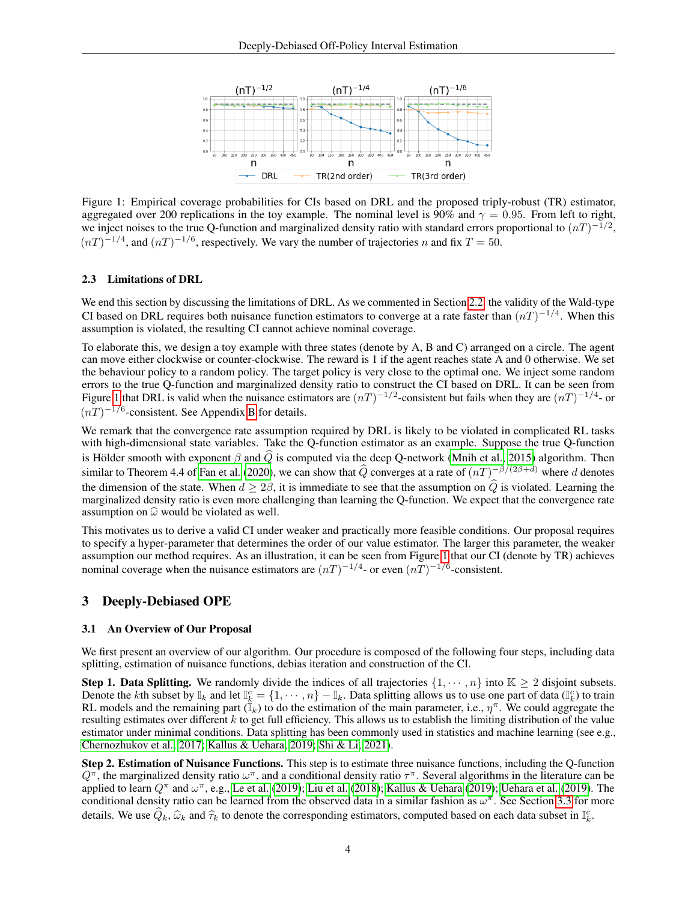Figure 1: Empirical coverage probabilities for CIs based on DRL and the proposed triply-robust (TR) estimator, aggregated over 200 replications in the toy example. The nominal level is 90% and $\gamma = 0.95$. From left to right, we inject noises to the true Q-function and marginalized density ratio with standard errors proportional to $(nT)^{-1/2}$, $(nT)^{-1/4}$, and $(nT)^{-1/6}$, respectively. We vary the number of trajectories $n$ and fix $T = 50$.

### 2.3 Limitations of DRL

We end this section by discussing the limitations of DRL. As we commented in Section 2.2, the validity of the Wald-type CI based on DRL requires both nuisance function estimators to converge at a rate faster than $(nT)^{-1/4}$. When this assumption is violated, the resulting CI cannot achieve nominal coverage.

To elaborate this, we design a toy example with three states (denote by A, B and C) arranged on a circle. The agent can move either clockwise or counter-clockwise. The reward is 1 if the agent reaches state A and 0 otherwise. We set the behaviour policy to a random policy. The target policy is very close to the optimal one. We inject some random errors to the true Q-function and marginalized density ratio to construct the CI based on DRL. It can be seen from Figure 1 that DRL is valid when the nuisance estimators are $(nT)^{-1/2}$-consistent but fails when they are $(nT)^{-1/4}$- or $(nT)^{-1/6}$-consistent. See Appendix B for details.

We remark that the convergence rate assumption required by DRL is likely to be violated in complicated RL tasks with high-dimensional state variables. Take the Q-function estimator as an example. Suppose the true Q-function is Hölder smooth with exponent $\beta$ and $\widehat{Q}$ is computed via the deep Q-network (Mnih et al., 2015) algorithm. Then similar to Theorem 4.4 of Fan et al. (2020), we can show that $\widehat{Q}$ converges at a rate of $(nT)^{-\beta/(2\beta+d)}$ where $d$ denotes the dimension of the state. When $d \geq 2\beta$, it is immediate to see that the assumption on $\widehat{Q}$ is violated. Learning the marginalized density ratio is even more challenging than learning the Q-function. We expect that the convergence rate assumption on $\widehat{\omega}$ would be violated as well.

This motivates us to derive a valid CI under weaker and practically more feasible conditions. Our proposal requires to specify a hyper-parameter that determines the order of our value estimator. The larger this parameter, the weaker assumption our method requires. As an illustration, it can be seen from Figure 1 that our CI (denote by TR) achieves nominal coverage when the nuisance estimators are $(nT)^{-1/4}$- or even $(nT)^{-1/6}$-consistent.

## 3 Deeply-Debiased OPE

### 3.1 An Overview of Our Proposal

We first present an overview of our algorithm. Our procedure is composed of the following four steps, including data splitting, estimation of nuisance functions, debias iteration and construction of the CI.

**Step 1. Data Splitting.** We randomly divide the indices of all trajectories $\{1, \cdots, n\}$ into $\mathbb{K} \geq 2$ disjoint subsets. Denote the $k$th subset by $\mathbb{I}_k$ and let $\mathbb{I}_k^c = \{1, \cdots, n\} - \mathbb{I}_k$. Data splitting allows us to use one part of data ($\mathbb{I}_k^c$) to train RL models and the remaining part ($\mathbb{I}_k$) to do the estimation of the main parameter, i.e., $\eta^{\pi}$. We could aggregate the resulting estimates over different $k$ to get full efficiency. This allows us to establish the limiting distribution of the value estimator under minimal conditions. Data splitting has been commonly used in statistics and machine learning (see e.g., Chernozhukov et al., 2017; Kallus & Uehara, 2019; Shi & Li, 2021).

**Step 2. Estimation of Nuisance Functions.** This step is to estimate three nuisance functions, including the Q-function $Q^{\pi}$, the marginalized density ratio $\omega^{\pi}$, and a conditional density ratio $\tau^{\pi}$. Several algorithms in the literature can be applied to learn $Q^{\pi}$ and $\omega^{\pi}$, e.g., Le et al. (2019); Liu et al. (2018); Kallus & Uehara (2019); Uehara et al. (2019). The conditional density ratio can be learned from the observed data in a similar fashion as $\omega^{\pi}$. See Section 3.3 for more details. We use $\widehat{Q}_k$, $\widehat{\omega}_k$ and $\widehat{\tau}_k$ to denote the corresponding estimators, computed based on each data subset in $\mathbb{I}_k^c$.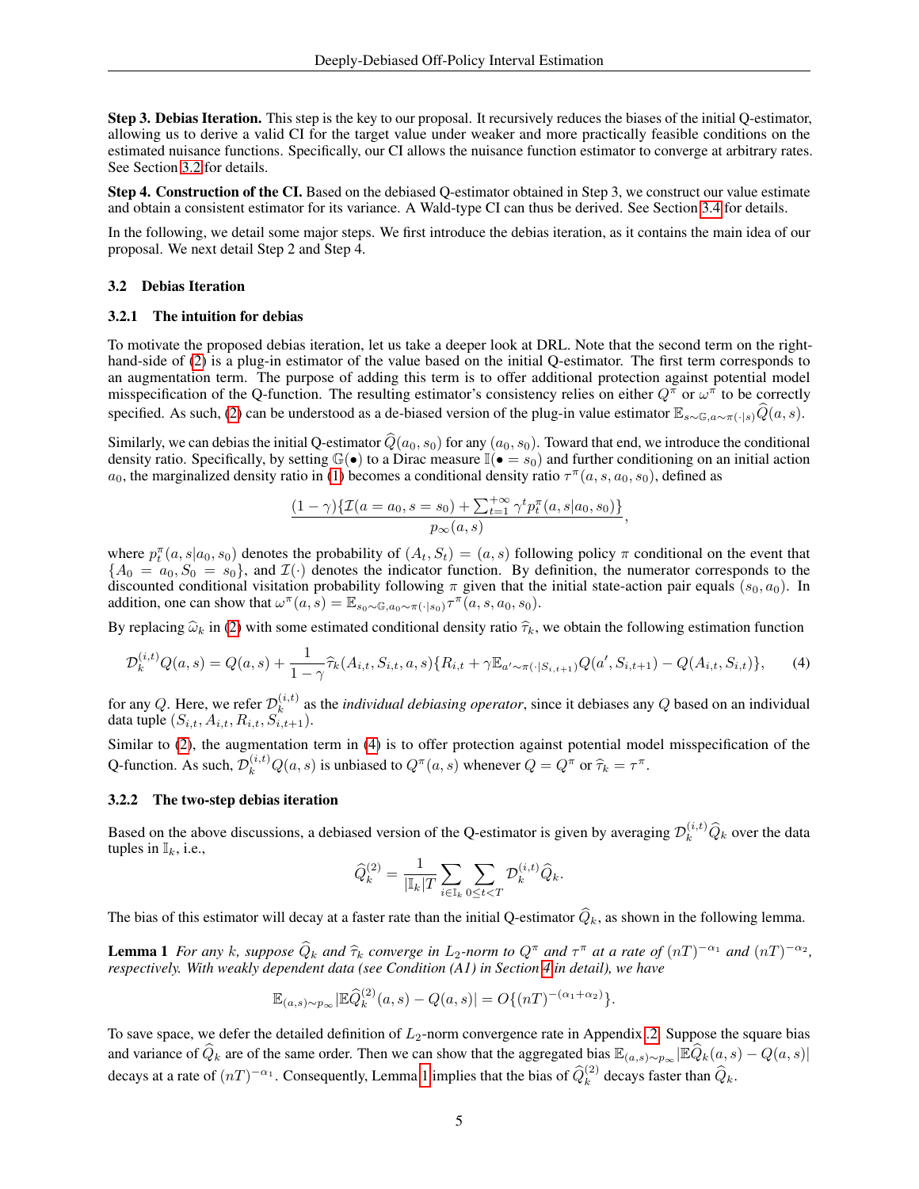**Step 3. Debias Iteration.** This step is the key to our proposal. It recursively reduces the biases of the initial Q-estimator, allowing us to derive a valid CI for the target value under weaker and more practically feasible conditions on the estimated nuisance functions. Specifically, our CI allows the nuisance function estimator to converge at arbitrary rates. See Section 3.2 for details.

**Step 4. Construction of the CI.** Based on the debiased Q-estimator obtained in Step 3, we construct our value estimate and obtain a consistent estimator for its variance. A Wald-type CI can thus be derived. See Section 3.4 for details.

In the following, we detail some major steps. We first introduce the debias iteration, as it contains the main idea of our proposal. We next detail Step 2 and Step 4.

### 3.2 Debias Iteration

#### 3.2.1 The intuition for debias

To motivate the proposed debias iteration, let us take a deeper look at DRL. Note that the second term on the right-hand-side of (2) is a plug-in estimator of the value based on the initial Q-estimator. The first term corresponds to an augmentation term. The purpose of adding this term is to offer additional protection against potential model misspecification of the Q-function. The resulting estimator's consistency relies on either $Q^\pi$ or $\omega^\pi$ to be correctly specified. As such, (2) can be understood as a de-biased version of the plug-in value estimator $\mathbb{E}_{s\sim\mathbb{G},a\sim\pi(\cdot|s)}\widehat{Q}(a,s)$.

Similarly, we can debias the initial Q-estimator $\widehat{Q}(a_0,s_0)$ for any $(a_0,s_0)$. Toward that end, we introduce the conditional density ratio. Specifically, by setting $\mathbb{G}(\bullet)$ to a Dirac measure $\mathbb{I}(\bullet=s_0)$ and further conditioning on an initial action $a_0$, the marginalized density ratio in (1) becomes a conditional density ratio $\tau^\pi(a,s,a_0,s_0)$, defined as

$$\frac{(1-\gamma)\{\mathcal{I}(a=a_0,s=s_0)+\sum_{t=1}^{+\infty}\gamma^t p_t^\pi(a,s|a_0,s_0)\}}{p_\infty(a,s)},$$

where $p_t^\pi(a,s|a_0,s_0)$ denotes the probability of $(A_t,S_t)=(a,s)$ following policy $\pi$ conditional on the event that $\{A_0=a_0,S_0=s_0\}$, and $\mathcal{I}(\cdot)$ denotes the indicator function. By definition, the numerator corresponds to the discounted conditional visitation probability following $\pi$ given that the initial state-action pair equals $(s_0,a_0)$. In addition, one can show that $\omega^\pi(a,s)=\mathbb{E}_{s_0\sim\mathbb{G},a_0\sim\pi(\cdot|s_0)}\tau^\pi(a,s,a_0,s_0)$.

By replacing $\widehat{\omega}_k$ in (2) with some estimated conditional density ratio $\widehat{\tau}_k$, we obtain the following estimation function

$$\mathcal{D}_k^{(i,t)}Q(a,s)=Q(a,s)+\frac{1}{1-\gamma}\widehat{\tau}_k(A_{i,t},S_{i,t},a,s)\{R_{i,t}+\gamma\mathbb{E}_{a'\sim\pi(\cdot|S_{i,t+1})}Q(a',S_{i,t+1})-Q(A_{i,t},S_{i,t})\},\tag{4}$$

for any $Q$. Here, we refer $\mathcal{D}_k^{(i,t)}$ as the *individual debiasing operator*, since it debiases any $Q$ based on an individual data tuple $(S_{i,t},A_{i,t},R_{i,t},S_{i,t+1})$.

Similar to (2), the augmentation term in (4) is to offer protection against potential model misspecification of the Q-function. As such, $\mathcal{D}_k^{(i,t)}Q(a,s)$ is unbiased to $Q^\pi(a,s)$ whenever $Q=Q^\pi$ or $\widehat{\tau}_k=\tau^\pi$.

#### 3.2.2 The two-step debias iteration

Based on the above discussions, a debiased version of the Q-estimator is given by averaging $\mathcal{D}_k^{(i,t)}\widehat{Q}_k$ over the data tuples in $\mathbb{I}_k$, i.e.,

$$\widehat{Q}_k^{(2)}=\frac{1}{|\mathbb{I}_k|T}\sum_{i\in\mathbb{I}_k}\sum_{0\le t<T}\mathcal{D}_k^{(i,t)}\widehat{Q}_k.$$

The bias of this estimator will decay at a faster rate than the initial Q-estimator $\widehat{Q}_k$, as shown in the following lemma.

**Lemma 1** *For any $k$, suppose $\widehat{Q}_k$ and $\widehat{\tau}_k$ converge in $L_2$-norm to $Q^\pi$ and $\tau^\pi$ at a rate of $(nT)^{-\alpha_1}$ and $(nT)^{-\alpha_2}$, respectively. With weakly dependent data (see Condition (A1) in Section 4 in detail), we have*

$$\mathbb{E}_{(a,s)\sim p_\infty}|\mathbb{E}\widehat{Q}_k^{(2)}(a,s)-Q(a,s)|=O\{(nT)^{-(\alpha_1+\alpha_2)}\}.$$

To save space, we defer the detailed definition of $L_2$-norm convergence rate in Appendix .2. Suppose the square bias and variance of $\widehat{Q}_k$ are of the same order. Then we can show that the aggregated bias $\mathbb{E}_{(a,s)\sim p_\infty}|\mathbb{E}\widehat{Q}_k(a,s)-Q(a,s)|$ decays at a rate of $(nT)^{-\alpha_1}$. Consequently, Lemma 1 implies that the bias of $\widehat{Q}_k^{(2)}$ decays faster than $\widehat{Q}_k$.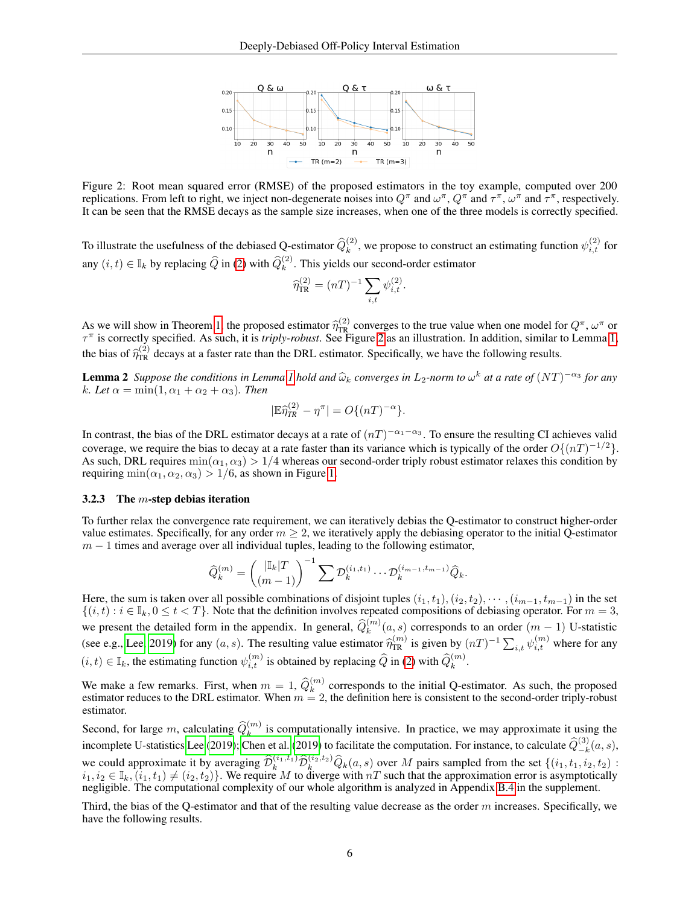Figure 2: Root mean squared error (RMSE) of the proposed estimators in the toy example, computed over 200 replications. From left to right, we inject non-degenerate noises into $Q^\pi$ and $\omega^\pi$, $Q^\pi$ and $\tau^\pi$, $\omega^\pi$ and $\tau^\pi$, respectively. It can be seen that the RMSE decays as the sample size increases, when one of the three models is correctly specified.

To illustrate the usefulness of the debiased Q-estimator $\widehat{Q}_k^{(2)}$, we propose to construct an estimating function $\psi_{i,t}^{(2)}$ for any $(i,t) \in \mathbb{I}_k$ by replacing $\widehat{Q}$ in (2) with $\widehat{Q}_k^{(2)}$. This yields our second-order estimator

$$\widehat{\eta}_{\text{TR}}^{(2)} = (nT)^{-1} \sum_{i,t} \psi_{i,t}^{(2)}.$$

As we will show in Theorem 1, the proposed estimator $\widehat{\eta}_{\text{TR}}^{(2)}$ converges to the true value when one model for $Q^\pi$, $\omega^\pi$ or $\tau^\pi$ is correctly specified. As such, it is *triply-robust*. See Figure 2 as an illustration. In addition, similar to Lemma 1, the bias of $\widehat{\eta}_{\text{TR}}^{(2)}$ decays at a faster rate than the DRL estimator. Specifically, we have the following results.

**Lemma 2** *Suppose the conditions in Lemma 1 hold and $\widehat{\omega}_k$ converges in $L_2$-norm to $\omega^k$ at a rate of $(NT)^{-\alpha_3}$ for any $k$. Let $\alpha = \min(1, \alpha_1 + \alpha_2 + \alpha_3)$. Then*

$$|\mathbb{E}\widehat{\eta}_{TR}^{(2)} - \eta^\pi| = O\{(nT)^{-\alpha}\}.$$

In contrast, the bias of the DRL estimator decays at a rate of $(nT)^{-\alpha_1-\alpha_3}$. To ensure the resulting CI achieves valid coverage, we require the bias to decay at a rate faster than its variance which is typically of the order $O\{(nT)^{-1/2}\}$. As such, DRL requires $\min(\alpha_1, \alpha_3) > 1/4$ whereas our second-order triply robust estimator relaxes this condition by requiring $\min(\alpha_1, \alpha_2, \alpha_3) > 1/6$, as shown in Figure 1.

### 3.2.3 The $m$-step debias iteration

To further relax the convergence rate requirement, we can iteratively debias the Q-estimator to construct higher-order value estimates. Specifically, for any order $m \geq 2$, we iteratively apply the debiasing operator to the initial Q-estimator $m-1$ times and average over all individual tuples, leading to the following estimator,

$$\widehat{Q}_k^{(m)} = \binom{|\mathbb{I}_k|T}{(m-1)}^{-1} \sum \mathcal{D}_k^{(i_1,t_1)} \cdots \mathcal{D}_k^{(i_{m-1},t_{m-1})} \widehat{Q}_k.$$

Here, the sum is taken over all possible combinations of disjoint tuples $(i_1,t_1), (i_2,t_2), \cdots, (i_{m-1},t_{m-1})$ in the set $\{(i,t) : i \in \mathbb{I}_k, 0 \leq t < T\}$. Note that the definition involves repeated compositions of debiasing operator. For $m=3$, we present the detailed form in the appendix. In general, $\widehat{Q}_k^{(m)}(a,s)$ corresponds to an order $(m-1)$ U-statistic (see e.g., Lee, 2019) for any $(a,s)$. The resulting value estimator $\widehat{\eta}_{\text{TR}}^{(m)}$ is given by $(nT)^{-1} \sum_{i,t} \psi_{i,t}^{(m)}$ where for any $(i,t) \in \mathbb{I}_k$, the estimating function $\psi_{i,t}^{(m)}$ is obtained by replacing $\widehat{Q}$ in (2) with $\widehat{Q}_k^{(m)}$.

We make a few remarks. First, when $m=1$, $\widehat{Q}_k^{(m)}$ corresponds to the initial Q-estimator. As such, the proposed estimator reduces to the DRL estimator. When $m=2$, the definition here is consistent to the second-order triply-robust estimator.

Second, for large $m$, calculating $\widehat{Q}_k^{(m)}$ is computationally intensive. In practice, we may approximate it using the incomplete U-statistics Lee (2019); Chen et al. (2019) to facilitate the computation. For instance, to calculate $\widehat{Q}_{-k}^{(3)}(a,s)$, we could approximate it by averaging $\widehat{\mathcal{D}}_k^{(i_1,t_1)} \widehat{\mathcal{D}}_k^{(i_2,t_2)} \widehat{Q}_k(a,s)$ over $M$ pairs sampled from the set $\{(i_1,t_1,i_2,t_2) : i_1, i_2 \in \mathbb{I}_k, (i_1,t_1) \neq (i_2,t_2)\}$. We require $M$ to diverge with $nT$ such that the approximation error is asymptotically negligible. The computational complexity of our whole algorithm is analyzed in Appendix B.4 in the supplement.

Third, the bias of the Q-estimator and that of the resulting value decrease as the order $m$ increases. Specifically, we have the following results.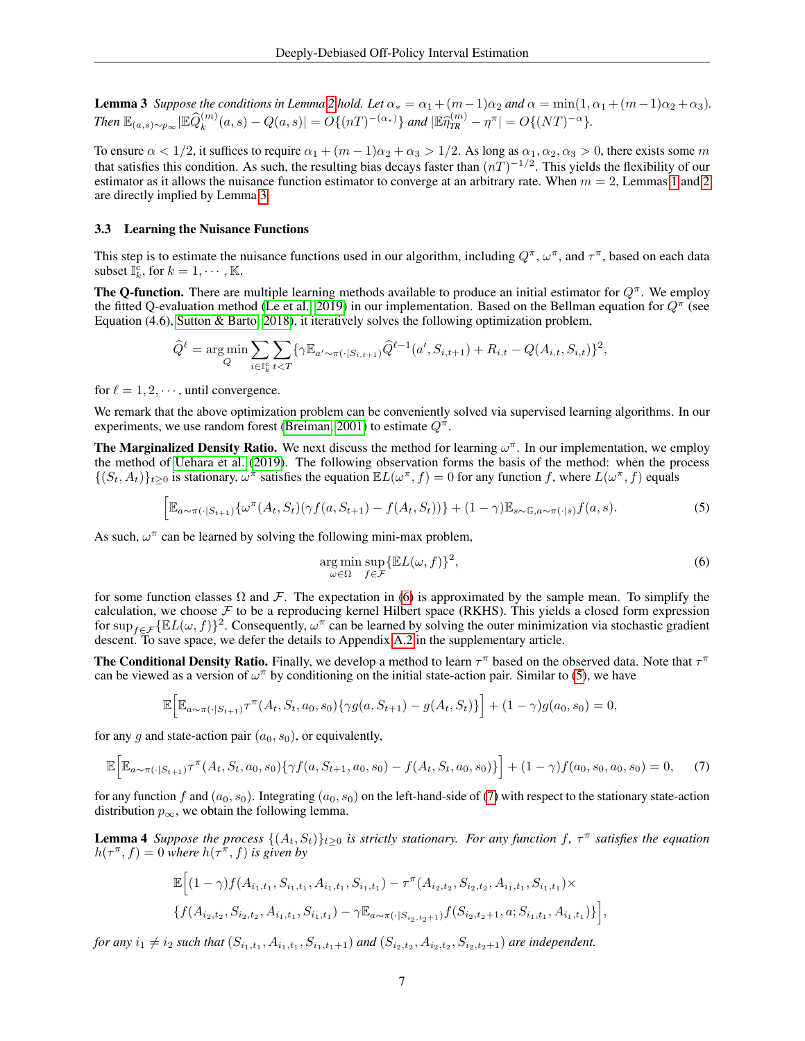**Lemma 3** *Suppose the conditions in Lemma 2 hold. Let $\alpha_* = \alpha_1 + (m-1)\alpha_2$ and $\alpha = \min(1, \alpha_1 + (m-1)\alpha_2 + \alpha_3)$. Then $\mathbb{E}_{(a,s)\sim p_\infty} |\mathbb{E}\widehat{Q}_k^{(m)}(a,s) - Q(a,s)| = O\{(nT)^{-(\alpha_*)}\}$ and $|\mathbb{E}\widehat{\eta}_{TR}^{(m)} - \eta^\pi| = O\{(NT)^{-\alpha}\}$.*

To ensure $\alpha < 1/2$, it suffices to require $\alpha_1 + (m-1)\alpha_2 + \alpha_3 > 1/2$. As long as $\alpha_1, \alpha_2, \alpha_3 > 0$, there exists some $m$ that satisfies this condition. As such, the resulting bias decays faster than $(nT)^{-1/2}$. This yields the flexibility of our estimator as it allows the nuisance function estimator to converge at an arbitrary rate. When $m = 2$, Lemmas 1 and 2 are directly implied by Lemma 3.

### 3.3 Learning the Nuisance Functions

This step is to estimate the nuisance functions used in our algorithm, including $Q^\pi$, $\omega^\pi$, and $\tau^\pi$, based on each data subset $\mathbb{I}_k^c$, for $k = 1, \cdots, \mathbb{K}$.

**The Q-function.** There are multiple learning methods available to produce an initial estimator for $Q^\pi$. We employ the fitted Q-evaluation method (Le et al., 2019) in our implementation. Based on the Bellman equation for $Q^\pi$ (see Equation (4.6), Sutton & Barto, 2018), it iteratively solves the following optimization problem,

$$\widehat{Q}^\ell = \arg\min_{Q} \sum_{i \in \mathbb{I}_k^c} \sum_{t<T} \{\gamma \mathbb{E}_{a' \sim \pi(\cdot|S_{i,t+1})} \widehat{Q}^{\ell-1}(a', S_{i,t+1}) + R_{i,t} - Q(A_{i,t}, S_{i,t})\}^2,$$

for $\ell = 1, 2, \cdots$, until convergence.

We remark that the above optimization problem can be conveniently solved via supervised learning algorithms. In our experiments, we use random forest (Breiman, 2001) to estimate $Q^\pi$.

**The Marginalized Density Ratio.** We next discuss the method for learning $\omega^\pi$. In our implementation, we employ the method of Uehara et al. (2019). The following observation forms the basis of the method: when the process $\{(S_t, A_t)\}_{t\ge 0}$ is stationary, $\omega^\pi$ satisfies the equation $\mathbb{E}L(\omega^\pi, f) = 0$ for any function $f$, where $L(\omega^\pi, f)$ equals

$$\Big[\mathbb{E}_{a\sim\pi(\cdot|S_{t+1})}\{\omega^\pi(A_t, S_t)(\gamma f(a, S_{t+1}) - f(A_t, S_t))\} + (1-\gamma)\mathbb{E}_{s\sim\mathbb{G}, a\sim\pi(\cdot|s)} f(a,s). \tag{5}$$

As such, $\omega^\pi$ can be learned by solving the following mini-max problem,

$$\arg\min_{\omega\in\Omega} \sup_{f\in\mathcal{F}} \{\mathbb{E}L(\omega, f)\}^2, \tag{6}$$

for some function classes $\Omega$ and $\mathcal{F}$. The expectation in (6) is approximated by the sample mean. To simplify the calculation, we choose $\mathcal{F}$ to be a reproducing kernel Hilbert space (RKHS). This yields a closed form expression for $\sup_{f\in\mathcal{F}}\{\mathbb{E}L(\omega, f)\}^2$. Consequently, $\omega^\pi$ can be learned by solving the outer minimization via stochastic gradient descent. To save space, we defer the details to Appendix A.2 in the supplementary article.

**The Conditional Density Ratio.** Finally, we develop a method to learn $\tau^\pi$ based on the observed data. Note that $\tau^\pi$ can be viewed as a version of $\omega^\pi$ by conditioning on the initial state-action pair. Similar to (5), we have

$$\mathbb{E}\Big[\mathbb{E}_{a\sim\pi(\cdot|S_{t+1})} \tau^\pi(A_t, S_t, a_0, s_0)\{\gamma g(a, S_{t+1}) - g(A_t, S_t)\}\Big] + (1-\gamma) g(a_0, s_0) = 0,$$

for any $g$ and state-action pair $(a_0, s_0)$, or equivalently,

$$\mathbb{E}\Big[\mathbb{E}_{a\sim\pi(\cdot|S_{t+1})} \tau^\pi(A_t, S_t, a_0, s_0)\{\gamma f(a, S_{t+1}, a_0, s_0) - f(A_t, S_t, a_0, s_0)\}\Big] + (1-\gamma) f(a_0, s_0, a_0, s_0) = 0, \tag{7}$$

for any function $f$ and $(a_0, s_0)$. Integrating $(a_0, s_0)$ on the left-hand-side of (7) with respect to the stationary state-action distribution $p_\infty$, we obtain the following lemma.

**Lemma 4** *Suppose the process $\{(A_t, S_t)\}_{t\ge0}$ is strictly stationary. For any function $f$, $\tau^\pi$ satisfies the equation $h(\tau^\pi, f) = 0$ where $h(\tau^\pi, f)$ is given by*

$$\mathbb{E}\Big[(1-\gamma) f(A_{i_1,t_1}, S_{i_1,t_1}, A_{i_1,t_1}, S_{i_1,t_1}) - \tau^\pi(A_{i_2,t_2}, S_{i_2,t_2}, A_{i_1,t_1}, S_{i_1,t_1}) \times$$
$$\{f(A_{i_2,t_2}, S_{i_2,t_2}, A_{i_1,t_1}, S_{i_1,t_1}) - \gamma \mathbb{E}_{a\sim\pi(\cdot|S_{i_2,t_2+1})} f(S_{i_2,t_2+1}, a; S_{i_1,t_1}, A_{i_1,t_1})\}\Big],$$

*for any $i_1 \neq i_2$ such that $(S_{i_1,t_1}, A_{i_1,t_1}, S_{i_1,t_1+1})$ and $(S_{i_2,t_2}, A_{i_2,t_2}, S_{i_2,t_2+1})$ are independent.*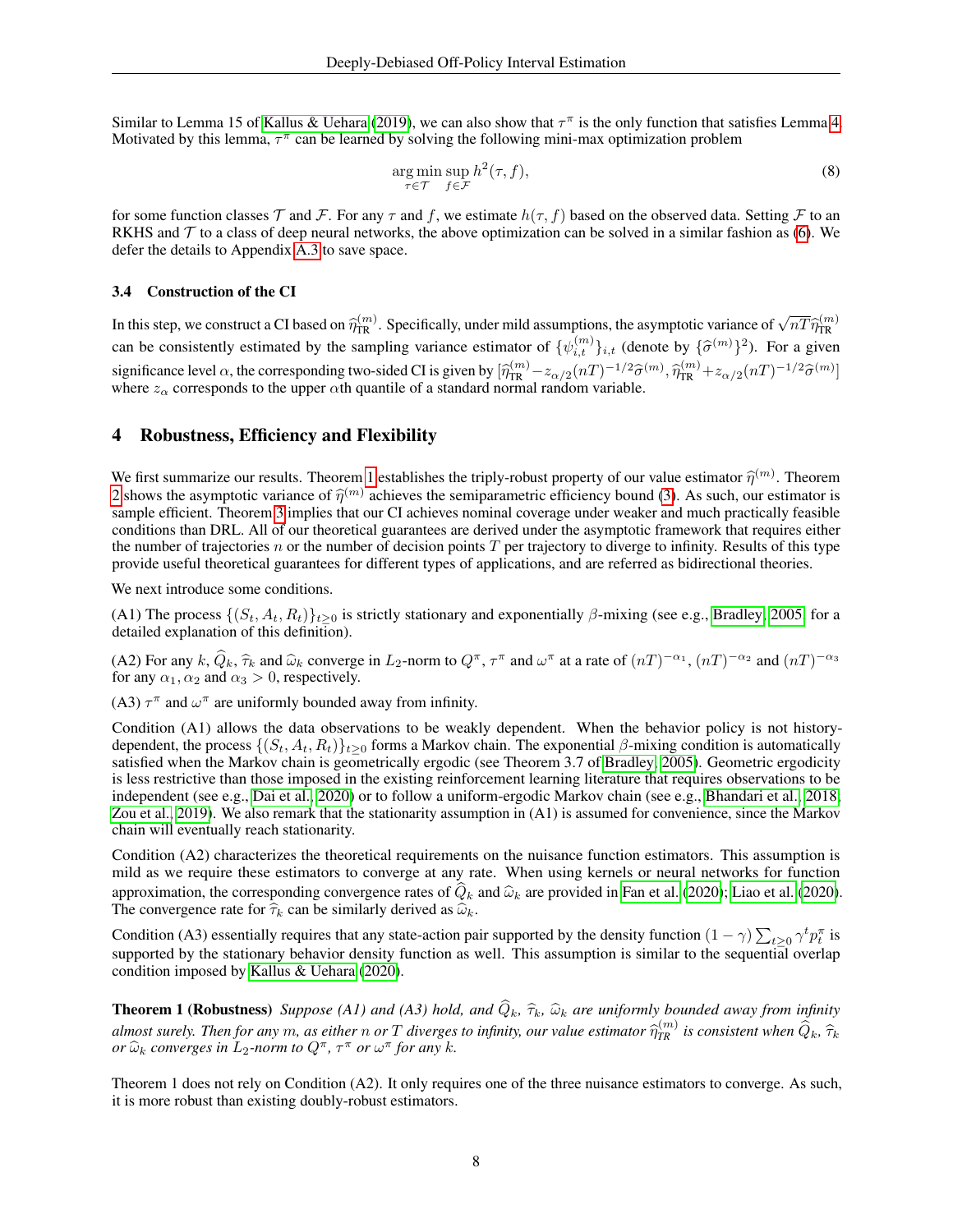Similar to Lemma 15 of Kallus & Uehara (2019), we can also show that $\tau^\pi$ is the only function that satisfies Lemma 4. Motivated by this lemma, $\tau^\pi$ can be learned by solving the following mini-max optimization problem

$$\arg\min_{\tau \in \mathcal{T}} \sup_{f \in \mathcal{F}} h^2(\tau, f), \tag{8}$$

for some function classes $\mathcal{T}$ and $\mathcal{F}$. For any $\tau$ and $f$, we estimate $h(\tau, f)$ based on the observed data. Setting $\mathcal{F}$ to an RKHS and $\mathcal{T}$ to a class of deep neural networks, the above optimization can be solved in a similar fashion as (6). We defer the details to Appendix A.3 to save space.

### 3.4 Construction of the CI

In this step, we construct a CI based on $\widehat{\eta}_{\text{TR}}^{(m)}$. Specifically, under mild assumptions, the asymptotic variance of $\sqrt{nT}\widehat{\eta}_{\text{TR}}^{(m)}$ can be consistently estimated by the sampling variance estimator of $\{\psi_{i,t}^{(m)}\}_{i,t}$ (denote by $\{\widehat{\sigma}^{(m)}\}^2$). For a given significance level $\alpha$, the corresponding two-sided CI is given by $[\widehat{\eta}_{\text{TR}}^{(m)} - z_{\alpha/2}(nT)^{-1/2}\widehat{\sigma}^{(m)}, \widehat{\eta}_{\text{TR}}^{(m)} + z_{\alpha/2}(nT)^{-1/2}\widehat{\sigma}^{(m)}]$ where $z_\alpha$ corresponds to the upper $\alpha$th quantile of a standard normal random variable.

## 4 Robustness, Efficiency and Flexibility

We first summarize our results. Theorem 1 establishes the triply-robust property of our value estimator $\widehat{\eta}^{(m)}$. Theorem 2 shows the asymptotic variance of $\widehat{\eta}^{(m)}$ achieves the semiparametric efficiency bound (3). As such, our estimator is sample efficient. Theorem 3 implies that our CI achieves nominal coverage under weaker and much practically feasible conditions than DRL. All of our theoretical guarantees are derived under the asymptotic framework that requires either the number of trajectories $n$ or the number of decision points $T$ per trajectory to diverge to infinity. Results of this type provide useful theoretical guarantees for different types of applications, and are referred as bidirectional theories.

We next introduce some conditions.

(A1) The process $\{(S_t, A_t, R_t)\}_{t\ge 0}$ is strictly stationary and exponentially $\beta$-mixing (see e.g., Bradley, 2005 for a detailed explanation of this definition).

(A2) For any $k$, $\widehat{Q}_k$, $\widehat{\tau}_k$ and $\widehat{\omega}_k$ converge in $L_2$-norm to $Q^\pi$, $\tau^\pi$ and $\omega^\pi$ at a rate of $(nT)^{-\alpha_1}$, $(nT)^{-\alpha_2}$ and $(nT)^{-\alpha_3}$ for any $\alpha_1, \alpha_2$ and $\alpha_3 > 0$, respectively.

(A3) $\tau^\pi$ and $\omega^\pi$ are uniformly bounded away from infinity.

Condition (A1) allows the data observations to be weakly dependent. When the behavior policy is not history-dependent, the process $\{(S_t, A_t, R_t)\}_{t\ge 0}$ forms a Markov chain. The exponential $\beta$-mixing condition is automatically satisfied when the Markov chain is geometrically ergodic (see Theorem 3.7 of Bradley, 2005). Geometric ergodicity is less restrictive than those imposed in the existing reinforcement learning literature that requires observations to be independent (see e.g., Dai et al., 2020) or to follow a uniform-ergodic Markov chain (see e.g., Bhandari et al., 2018; Zou et al., 2019). We also remark that the stationarity assumption in (A1) is assumed for convenience, since the Markov chain will eventually reach stationarity.

Condition (A2) characterizes the theoretical requirements on the nuisance function estimators. This assumption is mild as we require these estimators to converge at any rate. When using kernels or neural networks for function approximation, the corresponding convergence rates of $\widehat{Q}_k$ and $\widehat{\omega}_k$ are provided in Fan et al. (2020); Liao et al. (2020). The convergence rate for $\widehat{\tau}_k$ can be similarly derived as $\widehat{\omega}_k$.

Condition (A3) essentially requires that any state-action pair supported by the density function $(1-\gamma)\sum_{t\ge 0}\gamma^t p_t^\pi$ is supported by the stationary behavior density function as well. This assumption is similar to the sequential overlap condition imposed by Kallus & Uehara (2020).

**Theorem 1 (Robustness)** *Suppose (A1) and (A3) hold, and $\widehat{Q}_k$, $\widehat{\tau}_k$, $\widehat{\omega}_k$ are uniformly bounded away from infinity almost surely. Then for any $m$, as either $n$ or $T$ diverges to infinity, our value estimator $\widehat{\eta}_{TR}^{(m)}$ is consistent when $\widehat{Q}_k$, $\widehat{\tau}_k$ or $\widehat{\omega}_k$ converges in $L_2$-norm to $Q^\pi$, $\tau^\pi$ or $\omega^\pi$ for any $k$.*

Theorem 1 does not rely on Condition (A2). It only requires one of the three nuisance estimators to converge. As such, it is more robust than existing doubly-robust estimators.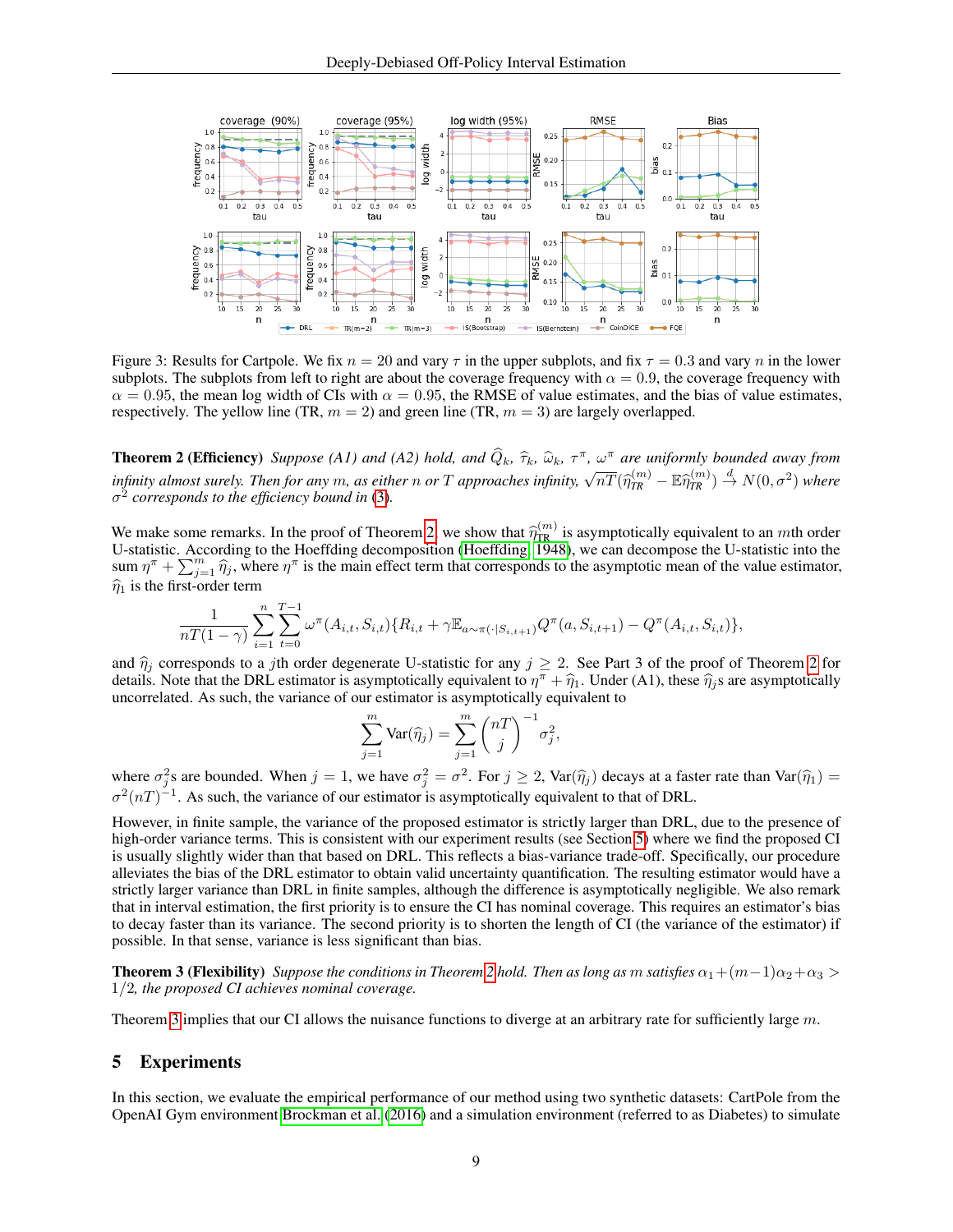Figure 3: Results for Cartpole. We fix $n = 20$ and vary $\tau$ in the upper subplots, and fix $\tau = 0.3$ and vary $n$ in the lower subplots. The subplots from left to right are about the coverage frequency with $\alpha = 0.9$, the coverage frequency with $\alpha = 0.95$, the mean log width of CIs with $\alpha = 0.95$, the RMSE of value estimates, and the bias of value estimates, respectively. The yellow line (TR, $m = 2$) and green line (TR, $m = 3$) are largely overlapped.

**Theorem 2 (Efficiency)** *Suppose (A1) and (A2) hold, and $\widehat{Q}_k$, $\widehat{\tau}_k$, $\widehat{\omega}_k$, $\tau^\pi$, $\omega^\pi$ are uniformly bounded away from infinity almost surely. Then for any $m$, as either $n$ or $T$ approaches infinity, $\sqrt{nT}(\widehat{\eta}_{\text{TR}}^{(m)} - \mathbb{E}\widehat{\eta}_{\text{TR}}^{(m)}) \stackrel{d}{\to} N(0, \sigma^2)$ where $\sigma^2$ corresponds to the efficiency bound in (3).*

We make some remarks. In the proof of Theorem 2, we show that $\widehat{\eta}_{\text{TR}}^{(m)}$ is asymptotically equivalent to an $m$th order U-statistic. According to the Hoeffding decomposition (Hoeffding, 1948), we can decompose the U-statistic into the sum $\eta^\pi + \sum_{j=1}^m \widehat{\eta}_j$, where $\eta^\pi$ is the main effect term that corresponds to the asymptotic mean of the value estimator, $\widehat{\eta}_1$ is the first-order term

$$\frac{1}{nT(1-\gamma)} \sum_{i=1}^{n} \sum_{t=0}^{T-1} \omega^\pi(A_{i,t}, S_{i,t}) \{R_{i,t} + \gamma \mathbb{E}_{a \sim \pi(\cdot|S_{i,t+1})} Q^\pi(a, S_{i,t+1}) - Q^\pi(A_{i,t}, S_{i,t})\},$$

and $\widehat{\eta}_j$ corresponds to a $j$th order degenerate U-statistic for any $j \geq 2$. See Part 3 of the proof of Theorem 2 for details. Note that the DRL estimator is asymptotically equivalent to $\eta^\pi + \widehat{\eta}_1$. Under (A1), these $\widehat{\eta}_j$s are asymptotically uncorrelated. As such, the variance of our estimator is asymptotically equivalent to

$$\sum_{j=1}^{m} \text{Var}(\widehat{\eta}_j) = \sum_{j=1}^{m} \binom{nT}{j}^{-1} \sigma_j^2,$$

where $\sigma_j^2$s are bounded. When $j = 1$, we have $\sigma_j^2 = \sigma^2$. For $j \geq 2$, $\text{Var}(\widehat{\eta}_j)$ decays at a faster rate than $\text{Var}(\widehat{\eta}_1) = \sigma^2 (nT)^{-1}$. As such, the variance of our estimator is asymptotically equivalent to that of DRL.

However, in finite sample, the variance of the proposed estimator is strictly larger than DRL, due to the presence of high-order variance terms. This is consistent with our experiment results (see Section 5) where we find the proposed CI is usually slightly wider than that based on DRL. This reflects a bias-variance trade-off. Specifically, our procedure alleviates the bias of the DRL estimator to obtain valid uncertainty quantification. The resulting estimator would have a strictly larger variance than DRL in finite samples, although the difference is asymptotically negligible. We also remark that in interval estimation, the first priority is to ensure the CI has nominal coverage. This requires an estimator's bias to decay faster than its variance. The second priority is to shorten the length of CI (the variance of the estimator) if possible. In that sense, variance is less significant than bias.

**Theorem 3 (Flexibility)** *Suppose the conditions in Theorem 2 hold. Then as long as $m$ satisfies $\alpha_1 + (m-1)\alpha_2 + \alpha_3 > 1/2$, the proposed CI achieves nominal coverage.*

Theorem 3 implies that our CI allows the nuisance functions to diverge at an arbitrary rate for sufficiently large $m$.

## 5 Experiments

In this section, we evaluate the empirical performance of our method using two synthetic datasets: CartPole from the OpenAI Gym environment Brockman et al. (2016) and a simulation environment (referred to as Diabetes) to simulate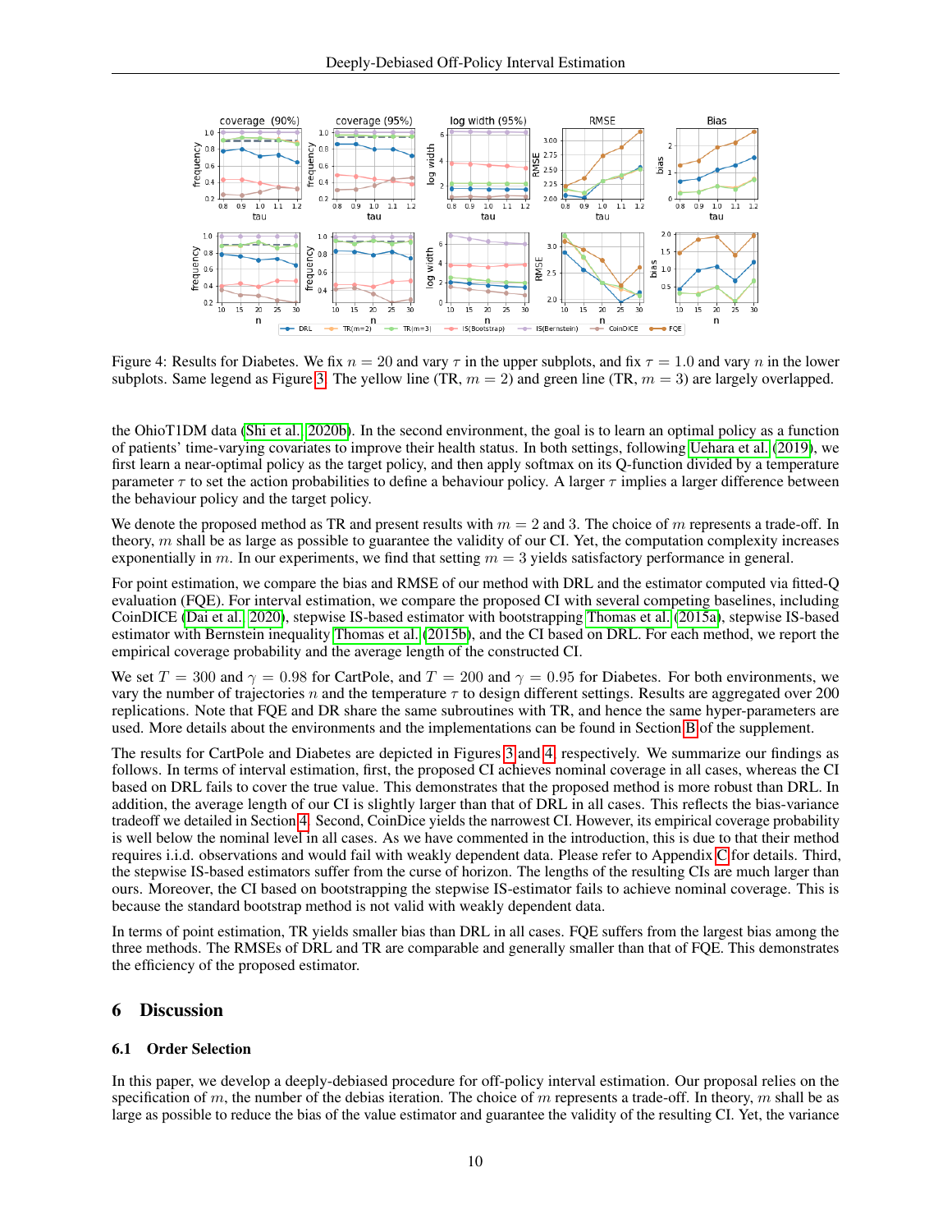Figure 4: Results for Diabetes. We fix $n = 20$ and vary $\tau$ in the upper subplots, and fix $\tau = 1.0$ and vary $n$ in the lower subplots. Same legend as Figure 3. The yellow line (TR, $m = 2$) and green line (TR, $m = 3$) are largely overlapped.

the OhioT1DM data (Shi et al., 2020b). In the second environment, the goal is to learn an optimal policy as a function of patients' time-varying covariates to improve their health status. In both settings, following Uehara et al. (2019), we first learn a near-optimal policy as the target policy, and then apply softmax on its Q-function divided by a temperature parameter $\tau$ to set the action probabilities to define a behaviour policy. A larger $\tau$ implies a larger difference between the behaviour policy and the target policy.

We denote the proposed method as TR and present results with $m = 2$ and 3. The choice of $m$ represents a trade-off. In theory, $m$ shall be as large as possible to guarantee the validity of our CI. Yet, the computation complexity increases exponentially in $m$. In our experiments, we find that setting $m = 3$ yields satisfactory performance in general.

For point estimation, we compare the bias and RMSE of our method with DRL and the estimator computed via fitted-Q evaluation (FQE). For interval estimation, we compare the proposed CI with several competing baselines, including CoinDICE (Dai et al., 2020), stepwise IS-based estimator with bootstrapping Thomas et al. (2015a), stepwise IS-based estimator with Bernstein inequality Thomas et al. (2015b), and the CI based on DRL. For each method, we report the empirical coverage probability and the average length of the constructed CI.

We set $T = 300$ and $\gamma = 0.98$ for CartPole, and $T = 200$ and $\gamma = 0.95$ for Diabetes. For both environments, we vary the number of trajectories $n$ and the temperature $\tau$ to design different settings. Results are aggregated over 200 replications. Note that FQE and DR share the same subroutines with TR, and hence the same hyper-parameters are used. More details about the environments and the implementations can be found in Section B of the supplement.

The results for CartPole and Diabetes are depicted in Figures 3 and 4, respectively. We summarize our findings as follows. In terms of interval estimation, first, the proposed CI achieves nominal coverage in all cases, whereas the CI based on DRL fails to cover the true value. This demonstrates that the proposed method is more robust than DRL. In addition, the average length of our CI is slightly larger than that of DRL in all cases. This reflects the bias-variance tradeoff we detailed in Section 4. Second, CoinDice yields the narrowest CI. However, its empirical coverage probability is well below the nominal level in all cases. As we have commented in the introduction, this is due to that their method requires i.i.d. observations and would fail with weakly dependent data. Please refer to Appendix C for details. Third, the stepwise IS-based estimators suffer from the curse of horizon. The lengths of the resulting CIs are much larger than ours. Moreover, the CI based on bootstrapping the stepwise IS-estimator fails to achieve nominal coverage. This is because the standard bootstrap method is not valid with weakly dependent data.

In terms of point estimation, TR yields smaller bias than DRL in all cases. FQE suffers from the largest bias among the three methods. The RMSEs of DRL and TR are comparable and generally smaller than that of FQE. This demonstrates the efficiency of the proposed estimator.

## 6 Discussion

### 6.1 Order Selection

In this paper, we develop a deeply-debiased procedure for off-policy interval estimation. Our proposal relies on the specification of $m$, the number of the debias iteration. The choice of $m$ represents a trade-off. In theory, $m$ shall be as large as possible to reduce the bias of the value estimator and guarantee the validity of the resulting CI. Yet, the variance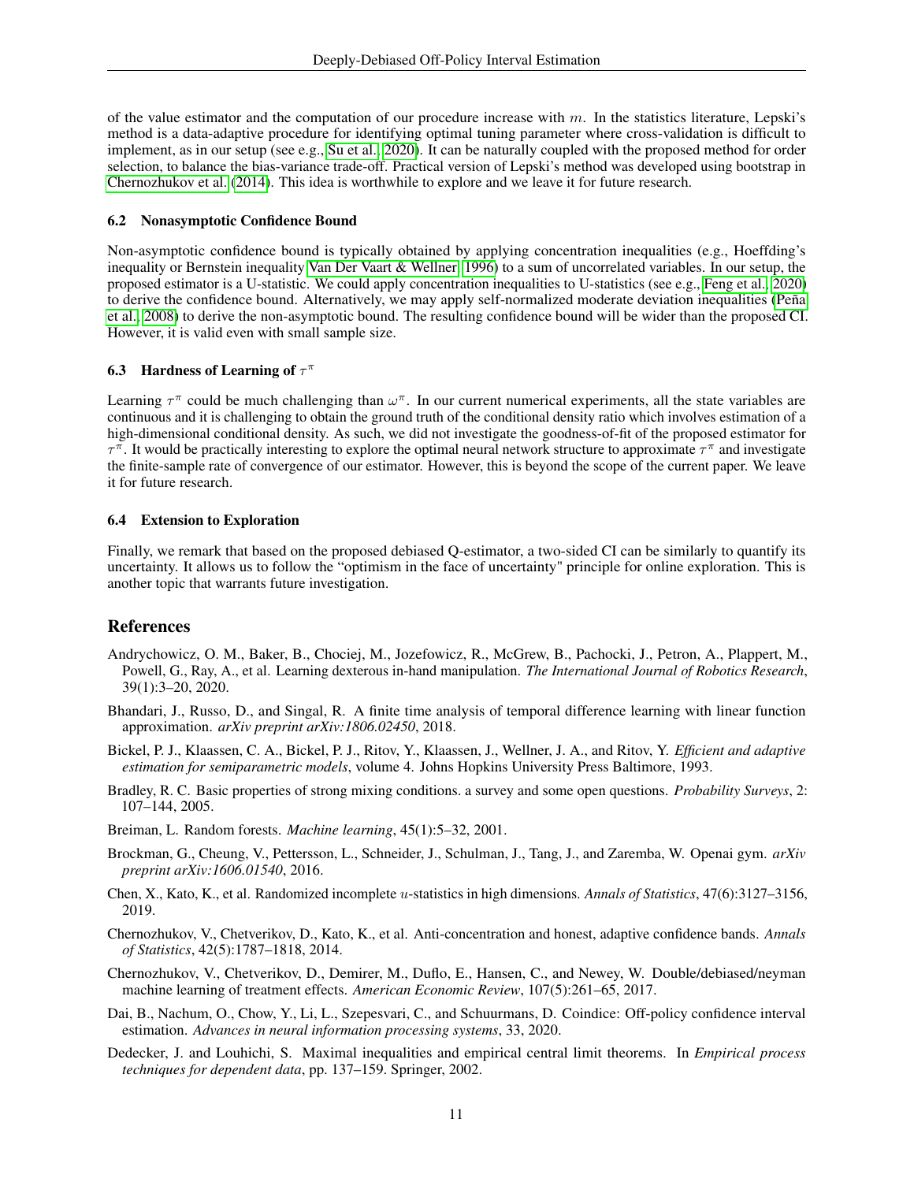of the value estimator and the computation of our procedure increase with $m$. In the statistics literature, Lepski's method is a data-adaptive procedure for identifying optimal tuning parameter where cross-validation is difficult to implement, as in our setup (see e.g., Su et al., 2020). It can be naturally coupled with the proposed method for order selection, to balance the bias-variance trade-off. Practical version of Lepski's method was developed using bootstrap in Chernozhukov et al. (2014). This idea is worthwhile to explore and we leave it for future research.

### 6.2 Nonasymptotic Confidence Bound

Non-asymptotic confidence bound is typically obtained by applying concentration inequalities (e.g., Hoeffding's inequality or Bernstein inequality Van Der Vaart & Wellner, 1996) to a sum of uncorrelated variables. In our setup, the proposed estimator is a U-statistic. We could apply concentration inequalities to U-statistics (see e.g., Feng et al., 2020) to derive the confidence bound. Alternatively, we may apply self-normalized moderate deviation inequalities (Peña et al., 2008) to derive the non-asymptotic bound. The resulting confidence bound will be wider than the proposed CI. However, it is valid even with small sample size.

### 6.3 Hardness of Learning of $\tau^\pi$

Learning $\tau^\pi$ could be much challenging than $\omega^\pi$. In our current numerical experiments, all the state variables are continuous and it is challenging to obtain the ground truth of the conditional density ratio which involves estimation of a high-dimensional conditional density. As such, we did not investigate the goodness-of-fit of the proposed estimator for $\tau^\pi$. It would be practically interesting to explore the optimal neural network structure to approximate $\tau^\pi$ and investigate the finite-sample rate of convergence of our estimator. However, this is beyond the scope of the current paper. We leave it for future research.

### 6.4 Extension to Exploration

Finally, we remark that based on the proposed debiased Q-estimator, a two-sided CI can be similarly to quantify its uncertainty. It allows us to follow the "optimism in the face of uncertainty" principle for online exploration. This is another topic that warrants future investigation.

## References

Andrychowicz, O. M., Baker, B., Chociej, M., Jozefowicz, R., McGrew, B., Pachocki, J., Petron, A., Plappert, M., Powell, G., Ray, A., et al. Learning dexterous in-hand manipulation. *The International Journal of Robotics Research*, 39(1):3–20, 2020.

Bhandari, J., Russo, D., and Singal, R. A finite time analysis of temporal difference learning with linear function approximation. *arXiv preprint arXiv:1806.02450*, 2018.

Bickel, P. J., Klaassen, C. A., Bickel, P. J., Ritov, Y., Klaassen, J., Wellner, J. A., and Ritov, Y. *Efficient and adaptive estimation for semiparametric models*, volume 4. Johns Hopkins University Press Baltimore, 1993.

Bradley, R. C. Basic properties of strong mixing conditions. a survey and some open questions. *Probability Surveys*, 2: 107–144, 2005.

Breiman, L. Random forests. *Machine learning*, 45(1):5–32, 2001.

Brockman, G., Cheung, V., Pettersson, L., Schneider, J., Schulman, J., Tang, J., and Zaremba, W. Openai gym. *arXiv preprint arXiv:1606.01540*, 2016.

Chen, X., Kato, K., et al. Randomized incomplete $u$-statistics in high dimensions. *Annals of Statistics*, 47(6):3127–3156, 2019.

Chernozhukov, V., Chetverikov, D., Kato, K., et al. Anti-concentration and honest, adaptive confidence bands. *Annals of Statistics*, 42(5):1787–1818, 2014.

Chernozhukov, V., Chetverikov, D., Demirer, M., Duflo, E., Hansen, C., and Newey, W. Double/debiased/neyman machine learning of treatment effects. *American Economic Review*, 107(5):261–65, 2017.

Dai, B., Nachum, O., Chow, Y., Li, L., Szepesvari, C., and Schuurmans, D. Coindice: Off-policy confidence interval estimation. *Advances in neural information processing systems*, 33, 2020.

Dedecker, J. and Louhichi, S. Maximal inequalities and empirical central limit theorems. In *Empirical process techniques for dependent data*, pp. 137–159. Springer, 2002.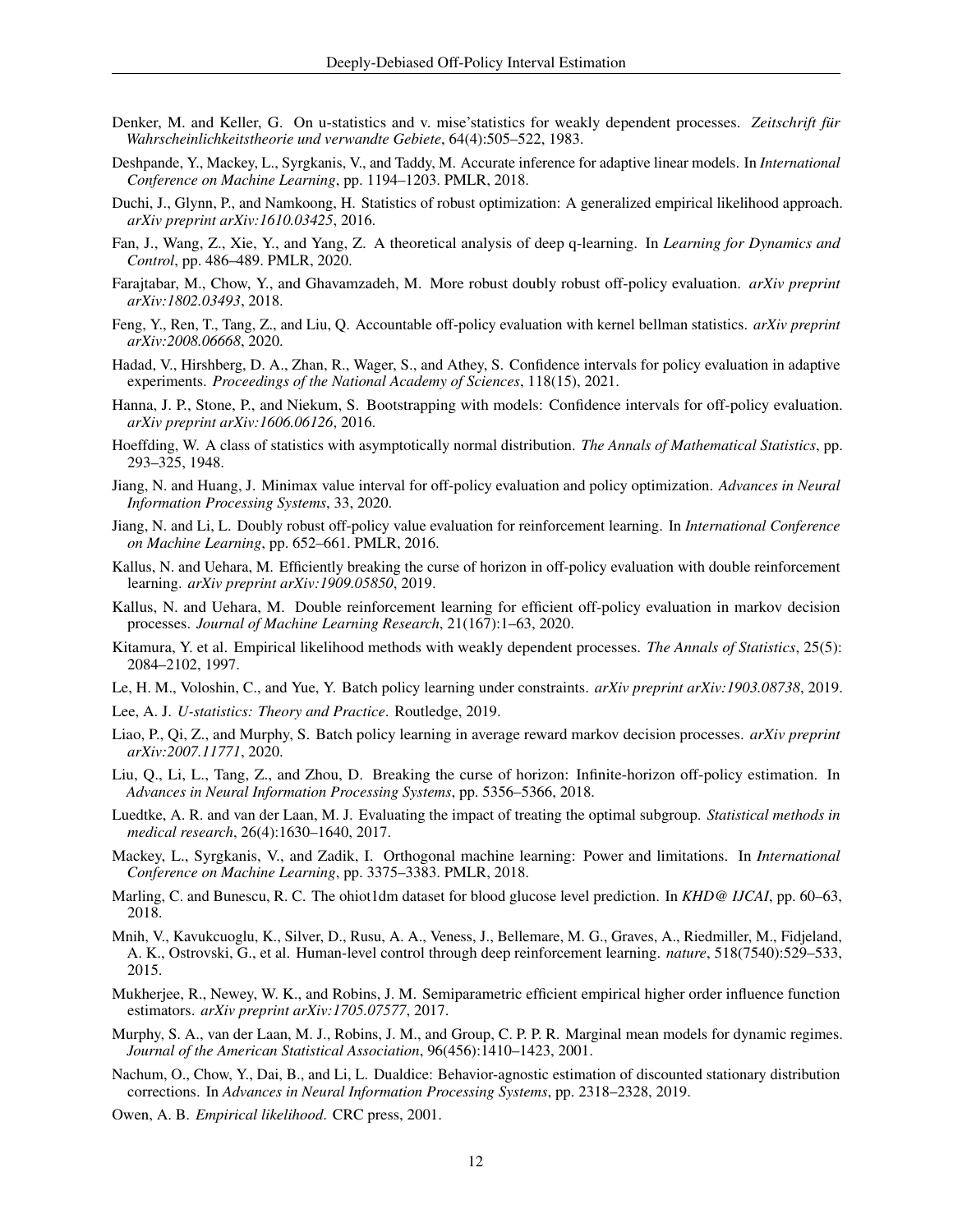Denker, M. and Keller, G. On u-statistics and v. mise'statistics for weakly dependent processes. *Zeitschrift für Wahrscheinlichkeitstheorie und verwandte Gebiete*, 64(4):505–522, 1983.

Deshpande, Y., Mackey, L., Syrgkanis, V., and Taddy, M. Accurate inference for adaptive linear models. In *International Conference on Machine Learning*, pp. 1194–1203. PMLR, 2018.

Duchi, J., Glynn, P., and Namkoong, H. Statistics of robust optimization: A generalized empirical likelihood approach. *arXiv preprint arXiv:1610.03425*, 2016.

Fan, J., Wang, Z., Xie, Y., and Yang, Z. A theoretical analysis of deep q-learning. In *Learning for Dynamics and Control*, pp. 486–489. PMLR, 2020.

Farajtabar, M., Chow, Y., and Ghavamzadeh, M. More robust doubly robust off-policy evaluation. *arXiv preprint arXiv:1802.03493*, 2018.

Feng, Y., Ren, T., Tang, Z., and Liu, Q. Accountable off-policy evaluation with kernel bellman statistics. *arXiv preprint arXiv:2008.06668*, 2020.

Hadad, V., Hirshberg, D. A., Zhan, R., Wager, S., and Athey, S. Confidence intervals for policy evaluation in adaptive experiments. *Proceedings of the National Academy of Sciences*, 118(15), 2021.

Hanna, J. P., Stone, P., and Niekum, S. Bootstrapping with models: Confidence intervals for off-policy evaluation. *arXiv preprint arXiv:1606.06126*, 2016.

Hoeffding, W. A class of statistics with asymptotically normal distribution. *The Annals of Mathematical Statistics*, pp. 293–325, 1948.

Jiang, N. and Huang, J. Minimax value interval for off-policy evaluation and policy optimization. *Advances in Neural Information Processing Systems*, 33, 2020.

Jiang, N. and Li, L. Doubly robust off-policy value evaluation for reinforcement learning. In *International Conference on Machine Learning*, pp. 652–661. PMLR, 2016.

Kallus, N. and Uehara, M. Efficiently breaking the curse of horizon in off-policy evaluation with double reinforcement learning. *arXiv preprint arXiv:1909.05850*, 2019.

Kallus, N. and Uehara, M. Double reinforcement learning for efficient off-policy evaluation in markov decision processes. *Journal of Machine Learning Research*, 21(167):1–63, 2020.

Kitamura, Y. et al. Empirical likelihood methods with weakly dependent processes. *The Annals of Statistics*, 25(5): 2084–2102, 1997.

Le, H. M., Voloshin, C., and Yue, Y. Batch policy learning under constraints. *arXiv preprint arXiv:1903.08738*, 2019.

Lee, A. J. *U-statistics: Theory and Practice*. Routledge, 2019.

Liao, P., Qi, Z., and Murphy, S. Batch policy learning in average reward markov decision processes. *arXiv preprint arXiv:2007.11771*, 2020.

Liu, Q., Li, L., Tang, Z., and Zhou, D. Breaking the curse of horizon: Infinite-horizon off-policy estimation. In *Advances in Neural Information Processing Systems*, pp. 5356–5366, 2018.

Luedtke, A. R. and van der Laan, M. J. Evaluating the impact of treating the optimal subgroup. *Statistical methods in medical research*, 26(4):1630–1640, 2017.

Mackey, L., Syrgkanis, V., and Zadik, I. Orthogonal machine learning: Power and limitations. In *International Conference on Machine Learning*, pp. 3375–3383. PMLR, 2018.

Marling, C. and Bunescu, R. C. The ohiot1dm dataset for blood glucose level prediction. In *KHD@ IJCAI*, pp. 60–63, 2018.

Mnih, V., Kavukcuoglu, K., Silver, D., Rusu, A. A., Veness, J., Bellemare, M. G., Graves, A., Riedmiller, M., Fidjeland, A. K., Ostrovski, G., et al. Human-level control through deep reinforcement learning. *nature*, 518(7540):529–533, 2015.

Mukherjee, R., Newey, W. K., and Robins, J. M. Semiparametric efficient empirical higher order influence function estimators. *arXiv preprint arXiv:1705.07577*, 2017.

Murphy, S. A., van der Laan, M. J., Robins, J. M., and Group, C. P. P. R. Marginal mean models for dynamic regimes. *Journal of the American Statistical Association*, 96(456):1410–1423, 2001.

Nachum, O., Chow, Y., Dai, B., and Li, L. Dualdice: Behavior-agnostic estimation of discounted stationary distribution corrections. In *Advances in Neural Information Processing Systems*, pp. 2318–2328, 2019.

Owen, A. B. *Empirical likelihood*. CRC press, 2001.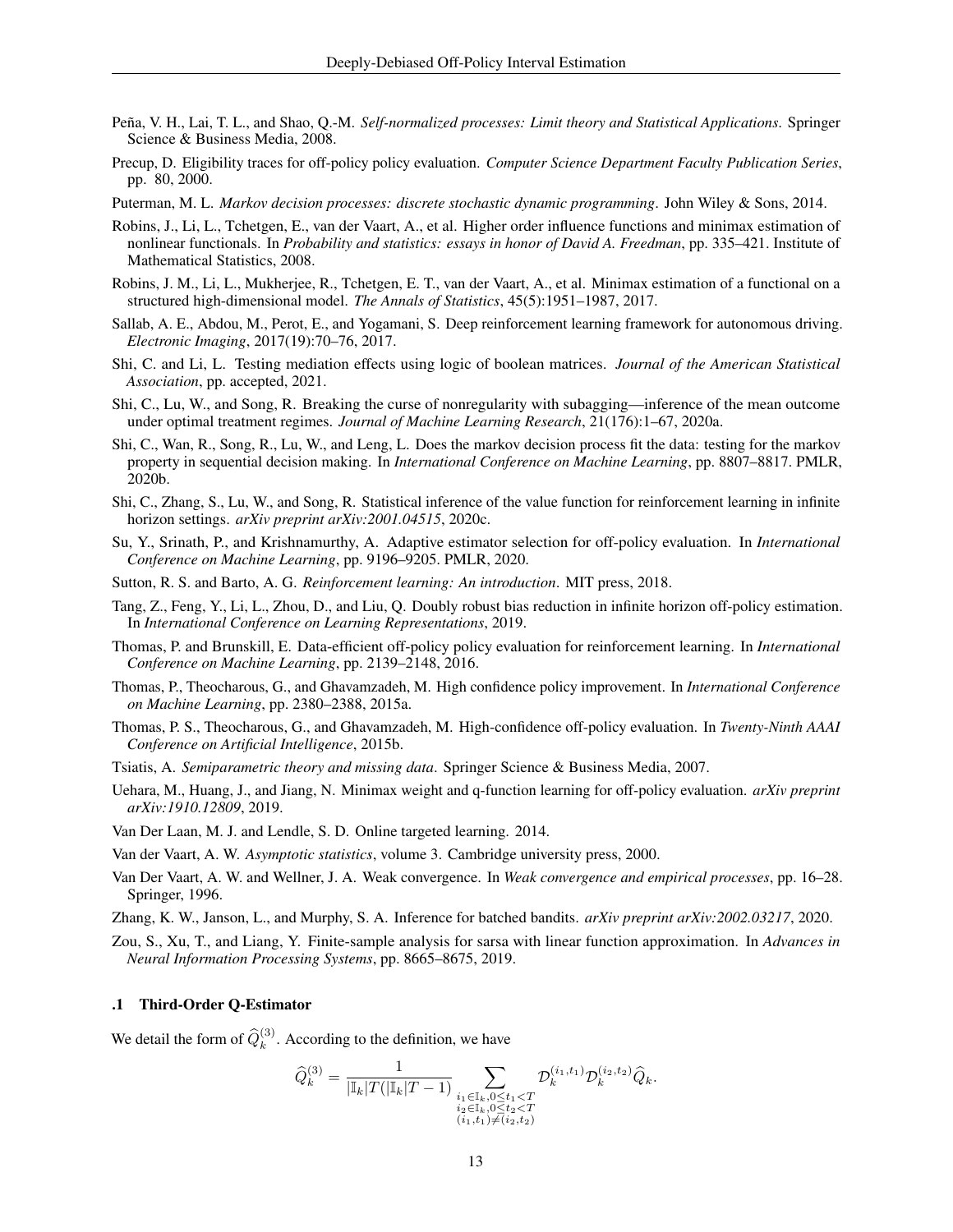Peña, V. H., Lai, T. L., and Shao, Q.-M. *Self-normalized processes: Limit theory and Statistical Applications*. Springer Science & Business Media, 2008.

Precup, D. Eligibility traces for off-policy policy evaluation. *Computer Science Department Faculty Publication Series*, pp. 80, 2000.

Puterman, M. L. *Markov decision processes: discrete stochastic dynamic programming*. John Wiley & Sons, 2014.

Robins, J., Li, L., Tchetgen, E., van der Vaart, A., et al. Higher order influence functions and minimax estimation of nonlinear functionals. In *Probability and statistics: essays in honor of David A. Freedman*, pp. 335–421. Institute of Mathematical Statistics, 2008.

Robins, J. M., Li, L., Mukherjee, R., Tchetgen, E. T., van der Vaart, A., et al. Minimax estimation of a functional on a structured high-dimensional model. *The Annals of Statistics*, 45(5):1951–1987, 2017.

Sallab, A. E., Abdou, M., Perot, E., and Yogamani, S. Deep reinforcement learning framework for autonomous driving. *Electronic Imaging*, 2017(19):70–76, 2017.

Shi, C. and Li, L. Testing mediation effects using logic of boolean matrices. *Journal of the American Statistical Association*, pp. accepted, 2021.

Shi, C., Lu, W., and Song, R. Breaking the curse of nonregularity with subagging—inference of the mean outcome under optimal treatment regimes. *Journal of Machine Learning Research*, 21(176):1–67, 2020a.

Shi, C., Wan, R., Song, R., Lu, W., and Leng, L. Does the markov decision process fit the data: testing for the markov property in sequential decision making. In *International Conference on Machine Learning*, pp. 8807–8817. PMLR, 2020b.

Shi, C., Zhang, S., Lu, W., and Song, R. Statistical inference of the value function for reinforcement learning in infinite horizon settings. *arXiv preprint arXiv:2001.04515*, 2020c.

Su, Y., Srinath, P., and Krishnamurthy, A. Adaptive estimator selection for off-policy evaluation. In *International Conference on Machine Learning*, pp. 9196–9205. PMLR, 2020.

Sutton, R. S. and Barto, A. G. *Reinforcement learning: An introduction*. MIT press, 2018.

Tang, Z., Feng, Y., Li, L., Zhou, D., and Liu, Q. Doubly robust bias reduction in infinite horizon off-policy estimation. In *International Conference on Learning Representations*, 2019.

Thomas, P. and Brunskill, E. Data-efficient off-policy policy evaluation for reinforcement learning. In *International Conference on Machine Learning*, pp. 2139–2148, 2016.

Thomas, P., Theocharous, G., and Ghavamzadeh, M. High confidence policy improvement. In *International Conference on Machine Learning*, pp. 2380–2388, 2015a.

Thomas, P. S., Theocharous, G., and Ghavamzadeh, M. High-confidence off-policy evaluation. In *Twenty-Ninth AAAI Conference on Artificial Intelligence*, 2015b.

Tsiatis, A. *Semiparametric theory and missing data*. Springer Science & Business Media, 2007.

Uehara, M., Huang, J., and Jiang, N. Minimax weight and q-function learning for off-policy evaluation. *arXiv preprint arXiv:1910.12809*, 2019.

Van Der Laan, M. J. and Lendle, S. D. Online targeted learning. 2014.

Van der Vaart, A. W. *Asymptotic statistics*, volume 3. Cambridge university press, 2000.

Van Der Vaart, A. W. and Wellner, J. A. Weak convergence. In *Weak convergence and empirical processes*, pp. 16–28. Springer, 1996.

Zhang, K. W., Janson, L., and Murphy, S. A. Inference for batched bandits. *arXiv preprint arXiv:2002.03217*, 2020.

Zou, S., Xu, T., and Liang, Y. Finite-sample analysis for sarsa with linear function approximation. In *Advances in Neural Information Processing Systems*, pp. 8665–8675, 2019.

### .1 Third-Order Q-Estimator

We detail the form of $\widehat{Q}_k^{(3)}$. According to the definition, we have

$$\widehat{Q}_k^{(3)} = \frac{1}{|\mathbb{I}_k|T(|\mathbb{I}_k|T-1)} \sum_{\substack{i_1 \in \mathbb{I}_k, 0 \le t_1 < T \\ i_2 \in \mathbb{I}_k, 0 \le t_2 < T \\ (i_1,t_1) \neq (i_2,t_2)}} \mathcal{D}_k^{(i_1,t_1)} \mathcal{D}_k^{(i_2,t_2)} \widehat{Q}_k.$$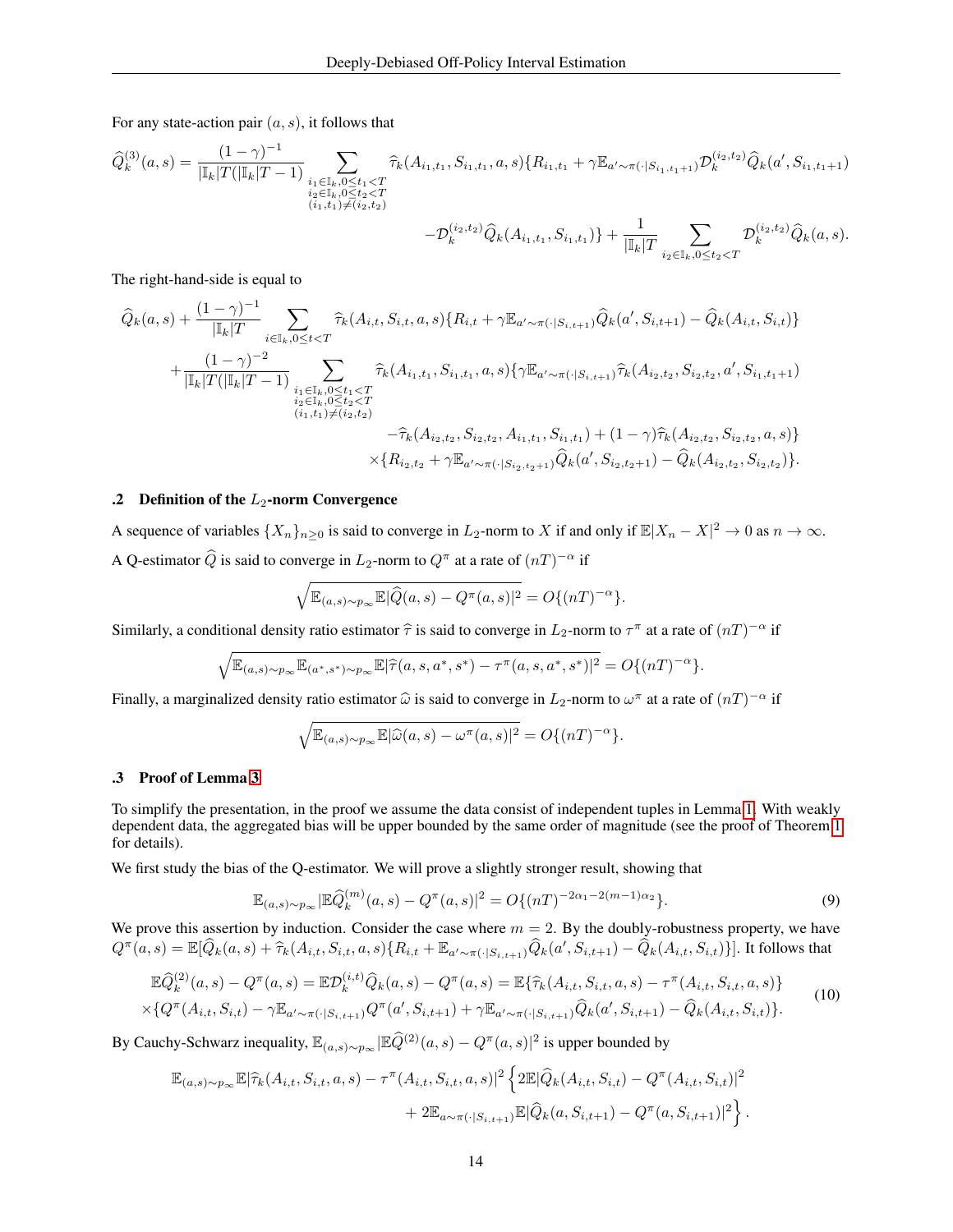For any state-action pair $(a,s)$, it follows that

$$
\widehat{Q}_k^{(3)}(a,s) = \frac{(1-\gamma)^{-1}}{|\mathbb{I}_k|T(|\mathbb{I}_k|T-1)} \sum_{\substack{i_1\in\mathbb{I}_k, 0\le t_1<T\\ i_2\in\mathbb{I}_k, 0\le t_2<T\\ (i_1,t_1)\neq(i_2,t_2)}} \widehat{\tau}_k(A_{i_1,t_1}, S_{i_1,t_1}, a, s)\{R_{i_1,t_1} + \gamma \mathbb{E}_{a'\sim\pi(\cdot|S_{i_1,t_1+1})}\mathcal{D}_k^{(i_2,t_2)}\widehat{Q}_k(a', S_{i_1,t_1+1})
$$

$$
-\mathcal{D}_k^{(i_2,t_2)}\widehat{Q}_k(A_{i_1,t_1}, S_{i_1,t_1})\} + \frac{1}{|\mathbb{I}_k|T}\sum_{i_2\in\mathbb{I}_k, 0\le t_2<T}\mathcal{D}_k^{(i_2,t_2)}\widehat{Q}_k(a,s).
$$

The right-hand-side is equal to

$$
\widehat{Q}_k(a,s) + \frac{(1-\gamma)^{-1}}{|\mathbb{I}_k|T}\sum_{i\in\mathbb{I}_k, 0\le t<T}\widehat{\tau}_k(A_{i,t}, S_{i,t}, a, s)\{R_{i,t} + \gamma\mathbb{E}_{a'\sim\pi(\cdot|S_{i,t+1})}\widehat{Q}_k(a', S_{i,t+1}) - \widehat{Q}_k(A_{i,t}, S_{i,t})\}
$$

$$
+\frac{(1-\gamma)^{-2}}{|\mathbb{I}_k|T(|\mathbb{I}_k|T-1)} \sum_{\substack{i_1\in\mathbb{I}_k, 0\le t_1<T\\ i_2\in\mathbb{I}_k, 0\le t_2<T\\ (i_1,t_1)\neq(i_2,t_2)}} \widehat{\tau}_k(A_{i_1,t_1}, S_{i_1,t_1}, a, s)\{\gamma\mathbb{E}_{a'\sim\pi(\cdot|S_{i,t+1})}\widehat{\tau}_k(A_{i_2,t_2}, S_{i_2,t_2}, a', S_{i_1,t_1+1})
$$

$$
-\widehat{\tau}_k(A_{i_2,t_2}, S_{i_2,t_2}, A_{i_1,t_1}, S_{i_1,t_1}) + (1-\gamma)\widehat{\tau}_k(A_{i_2,t_2}, S_{i_2,t_2}, a, s)\}
$$

$$
\times\{R_{i_2,t_2} + \gamma\mathbb{E}_{a'\sim\pi(\cdot|S_{i_2,t_2+1})}\widehat{Q}_k(a', S_{i_2,t_2+1}) - \widehat{Q}_k(A_{i_2,t_2}, S_{i_2,t_2})\}.
$$

## .2 Definition of the $L_2$-norm Convergence

A sequence of variables $\{X_n\}_{n\ge 0}$ is said to converge in $L_2$-norm to $X$ if and only if $\mathbb{E}|X_n - X|^2 \to 0$ as $n\to\infty$. A Q-estimator $\widehat{Q}$ is said to converge in $L_2$-norm to $Q^\pi$ at a rate of $(nT)^{-\alpha}$ if

$$
\sqrt{\mathbb{E}_{(a,s)\sim p_\infty}\mathbb{E}|\widehat{Q}(a,s) - Q^\pi(a,s)|^2} = O\{(nT)^{-\alpha}\}.
$$

Similarly, a conditional density ratio estimator $\widehat{\tau}$ is said to converge in $L_2$-norm to $\tau^\pi$ at a rate of $(nT)^{-\alpha}$ if

$$
\sqrt{\mathbb{E}_{(a,s)\sim p_\infty}\mathbb{E}_{(a^*,s^*)\sim p_\infty}\mathbb{E}|\widehat{\tau}(a,s,a^*,s^*) - \tau^\pi(a,s,a^*,s^*)|^2} = O\{(nT)^{-\alpha}\}.
$$

Finally, a marginalized density ratio estimator $\widehat{\omega}$ is said to converge in $L_2$-norm to $\omega^\pi$ at a rate of $(nT)^{-\alpha}$ if

$$
\sqrt{\mathbb{E}_{(a,s)\sim p_\infty}\mathbb{E}|\widehat{\omega}(a,s) - \omega^\pi(a,s)|^2} = O\{(nT)^{-\alpha}\}.
$$

## .3 Proof of Lemma 3

To simplify the presentation, in the proof we assume the data consist of independent tuples in Lemma 1. With weakly dependent data, the aggregated bias will be upper bounded by the same order of magnitude (see the proof of Theorem 1 for details).

We first study the bias of the Q-estimator. We will prove a slightly stronger result, showing that

$$
\mathbb{E}_{(a,s)\sim p_\infty}|\mathbb{E}\widehat{Q}_k^{(m)}(a,s) - Q^\pi(a,s)|^2 = O\{(nT)^{-2\alpha_1 - 2(m-1)\alpha_2}\}. \tag{9}
$$

We prove this assertion by induction. Consider the case where $m=2$. By the doubly-robustness property, we have $Q^\pi(a,s) = \mathbb{E}[\widehat{Q}_k(a,s) + \widehat{\tau}_k(A_{i,t}, S_{i,t}, a, s)\{R_{i,t} + \mathbb{E}_{a'\sim\pi(\cdot|S_{i,t+1})}\widehat{Q}_k(a', S_{i,t+1}) - \widehat{Q}_k(A_{i,t}, S_{i,t})\}]$. It follows that

$$
\begin{aligned}
\mathbb{E}\widehat{Q}_k^{(2)}(a,s) - Q^\pi(a,s) = \mathbb{E}\mathcal{D}_k^{(i,t)}\widehat{Q}_k(a,s) - Q^\pi(a,s) = \mathbb{E}\{\widehat{\tau}_k(A_{i,t}, S_{i,t}, a, s) - \tau^\pi(A_{i,t}, S_{i,t}, a, s)\}\\
\times\{Q^\pi(A_{i,t}, S_{i,t}) - \gamma\mathbb{E}_{a'\sim\pi(\cdot|S_{i,t+1})}Q^\pi(a', S_{i,t+1}) + \gamma\mathbb{E}_{a'\sim\pi(\cdot|S_{i,t+1})}\widehat{Q}_k(a', S_{i,t+1}) - \widehat{Q}_k(A_{i,t}, S_{i,t})\}.
\end{aligned} \tag{10}
$$

By Cauchy-Schwarz inequality, $\mathbb{E}_{(a,s)\sim p_\infty}|\mathbb{E}\widehat{Q}^{(2)}(a,s) - Q^\pi(a,s)|^2$ is upper bounded by

$$
\mathbb{E}_{(a,s)\sim p_\infty}\mathbb{E}|\widehat{\tau}_k(A_{i,t}, S_{i,t}, a, s) - \tau^\pi(A_{i,t}, S_{i,t}, a, s)|^2\Big\{2\mathbb{E}|\widehat{Q}_k(A_{i,t}, S_{i,t}) - Q^\pi(A_{i,t}, S_{i,t})|^2
$$

$$
+ 2\mathbb{E}_{a\sim\pi(\cdot|S_{i,t+1})}\mathbb{E}|\widehat{Q}_k(a, S_{i,t+1}) - Q^\pi(a, S_{i,t+1})|^2\Big\}.
$$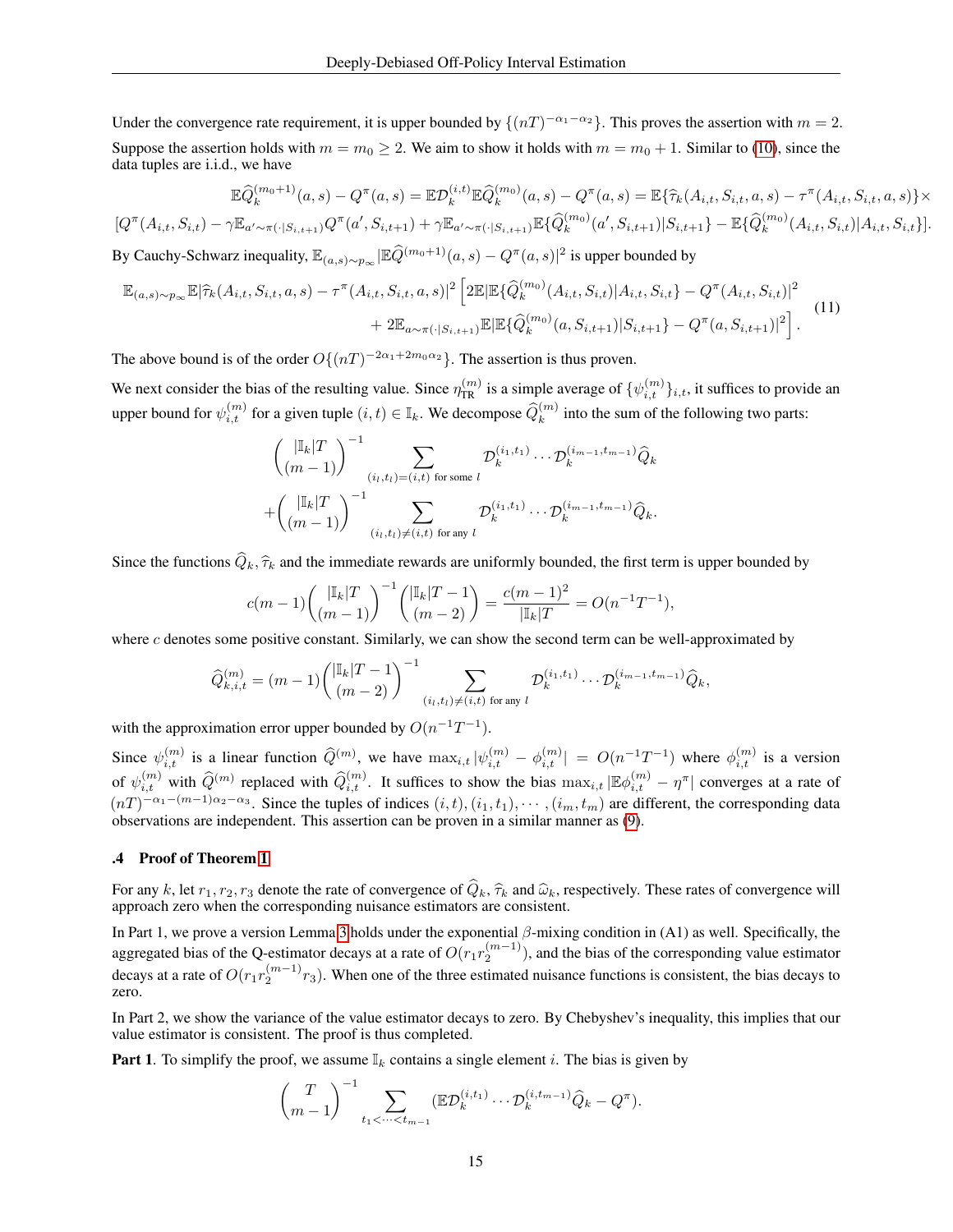Under the convergence rate requirement, it is upper bounded by $\{(nT)^{-\alpha_1-\alpha_2}\}$. This proves the assertion with $m=2$.

Suppose the assertion holds with $m=m_0\geq 2$. We aim to show it holds with $m=m_0+1$. Similar to (10), since the data tuples are i.i.d., we have

$$\mathbb{E}\widehat{Q}_k^{(m_0+1)}(a,s)-Q^\pi(a,s)=\mathbb{E}\mathcal{D}_k^{(i,t)}\mathbb{E}\widehat{Q}_k^{(m_0)}(a,s)-Q^\pi(a,s)=\mathbb{E}\{\widehat{\tau}_k(A_{i,t},S_{i,t},a,s)-\tau^\pi(A_{i,t},S_{i,t},a,s)\}\times$$
$$[Q^\pi(A_{i,t},S_{i,t})-\gamma\mathbb{E}_{a'\sim\pi(\cdot|S_{i,t+1})}Q^\pi(a',S_{i,t+1})+\gamma\mathbb{E}_{a'\sim\pi(\cdot|S_{i,t+1})}\mathbb{E}\{\widehat{Q}_k^{(m_0)}(a',S_{i,t+1})|S_{i,t+1}\}-\mathbb{E}\{\widehat{Q}_k^{(m_0)}(A_{i,t},S_{i,t})|A_{i,t},S_{i,t}\}].$$

By Cauchy-Schwarz inequality, $\mathbb{E}_{(a,s)\sim p_\infty}|\mathbb{E}\widehat{Q}^{(m_0+1)}(a,s)-Q^\pi(a,s)|^2$ is upper bounded by

$$\mathbb{E}_{(a,s)\sim p_\infty}\mathbb{E}|\widehat{\tau}_k(A_{i,t},S_{i,t},a,s)-\tau^\pi(A_{i,t},S_{i,t},a,s)|^2\Big[2\mathbb{E}|\mathbb{E}\{\widehat{Q}_k^{(m_0)}(A_{i,t},S_{i,t})|A_{i,t},S_{i,t}\}-Q^\pi(A_{i,t},S_{i,t})|^2$$
$$+\,2\mathbb{E}_{a\sim\pi(\cdot|S_{i,t+1})}\mathbb{E}|\mathbb{E}\{\widehat{Q}_k^{(m_0)}(a,S_{i,t+1})|S_{i,t+1}\}-Q^\pi(a,S_{i,t+1})|^2\Big].\qquad(11)$$

The above bound is of the order $O\{(nT)^{-2\alpha_1+2m_0\alpha_2}\}$. The assertion is thus proven.

We next consider the bias of the resulting value. Since $\eta_{\text{TR}}^{(m)}$ is a simple average of $\{\psi_{i,t}^{(m)}\}_{i,t}$, it suffices to provide an upper bound for $\psi_{i,t}^{(m)}$ for a given tuple $(i,t)\in\mathbb{I}_k$. We decompose $\widehat{Q}_k^{(m)}$ into the sum of the following two parts:

$$\binom{|\mathbb{I}_k|T}{(m-1)}^{-1}\sum_{(i_l,t_l)=(i,t)\text{ for some }l}\mathcal{D}_k^{(i_1,t_1)}\cdots\mathcal{D}_k^{(i_{m-1},t_{m-1})}\widehat{Q}_k$$
$$+\binom{|\mathbb{I}_k|T}{(m-1)}^{-1}\sum_{(i_l,t_l)\neq(i,t)\text{ for any }l}\mathcal{D}_k^{(i_1,t_1)}\cdots\mathcal{D}_k^{(i_{m-1},t_{m-1})}\widehat{Q}_k.$$

Since the functions $\widehat{Q}_k,\widehat{\tau}_k$ and the immediate rewards are uniformly bounded, the first term is upper bounded by

$$c(m-1)\binom{|\mathbb{I}_k|T}{(m-1)}^{-1}\binom{|\mathbb{I}_k|T-1}{(m-2)}=\frac{c(m-1)^2}{|\mathbb{I}_k|T}=O(n^{-1}T^{-1}),$$

where $c$ denotes some positive constant. Similarly, we can show the second term can be well-approximated by

$$\widehat{Q}_{k,i,t}^{(m)}=(m-1)\binom{|\mathbb{I}_k|T-1}{(m-2)}^{-1}\sum_{(i_l,t_l)\neq(i,t)\text{ for any }l}\mathcal{D}_k^{(i_1,t_1)}\cdots\mathcal{D}_k^{(i_{m-1},t_{m-1})}\widehat{Q}_k,$$

with the approximation error upper bounded by $O(n^{-1}T^{-1})$.

Since $\psi_{i,t}^{(m)}$ is a linear function $\widehat{Q}^{(m)}$, we have $\max_{i,t}|\psi_{i,t}^{(m)}-\phi_{i,t}^{(m)}|=O(n^{-1}T^{-1})$ where $\phi_{i,t}^{(m)}$ is a version of $\psi_{i,t}^{(m)}$ with $\widehat{Q}^{(m)}$ replaced with $\widehat{Q}_{i,t}^{(m)}$. It suffices to show the bias $\max_{i,t}|\mathbb{E}\phi_{i,t}^{(m)}-\eta^\pi|$ converges at a rate of $(nT)^{-\alpha_1-(m-1)\alpha_2-\alpha_3}$. Since the tuples of indices $(i,t),(i_1,t_1),\cdots,(i_m,t_m)$ are different, the corresponding data observations are independent. This assertion can be proven in a similar manner as (9).

## .4 Proof of Theorem 1

For any $k$, let $r_1,r_2,r_3$ denote the rate of convergence of $\widehat{Q}_k$, $\widehat{\tau}_k$ and $\widehat{\omega}_k$, respectively. These rates of convergence will approach zero when the corresponding nuisance estimators are consistent.

In Part 1, we prove a version Lemma 3 holds under the exponential $\beta$-mixing condition in (A1) as well. Specifically, the aggregated bias of the Q-estimator decays at a rate of $O(r_1r_2^{(m-1)})$, and the bias of the corresponding value estimator decays at a rate of $O(r_1r_2^{(m-1)}r_3)$. When one of the three estimated nuisance functions is consistent, the bias decays to zero.

In Part 2, we show the variance of the value estimator decays to zero. By Chebyshev's inequality, this implies that our value estimator is consistent. The proof is thus completed.

**Part 1**. To simplify the proof, we assume $\mathbb{I}_k$ contains a single element $i$. The bias is given by

$$\binom{T}{m-1}^{-1}\sum_{t_1<\cdots<t_{m-1}}(\mathbb{E}\mathcal{D}_k^{(i,t_1)}\cdots\mathcal{D}_k^{(i,t_{m-1})}\widehat{Q}_k-Q^\pi).$$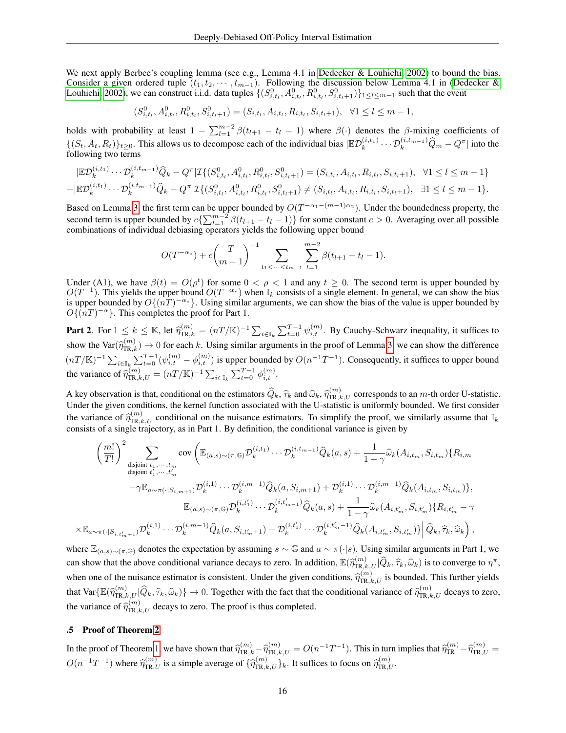We next apply Berbee's coupling lemma (see e.g., Lemma 4.1 in Dedecker & Louhichi, 2002) to bound the bias. Consider a given ordered tuple $(t_1, t_2, \cdots, t_{m-1})$. Following the discussion below Lemma 4.1 in (Dedecker & Louhichi, 2002), we can construct i.i.d. data tuples $\{(S^0_{i,t_l}, A^0_{i,t_l}, R^0_{i,t_l}, S^0_{i,t_l+1})\}_{1\le l\le m-1}$ such that the event

$$(S^0_{i,t_l}, A^0_{i,t_l}, R^0_{i,t_l}, S^0_{i,t_l+1}) = (S_{i,t_l}, A_{i,t_l}, R_{i,t_l}, S_{i,t_l+1}), \quad \forall 1 \le l \le m-1,$$

holds with probability at least $1 - \sum_{l=1}^{m-2} \beta(t_{l+1} - t_l - 1)$ where $\beta(\cdot)$ denotes the $\beta$-mixing coefficients of $\{(S_t, A_t, R_t)\}_{t\ge 0}$. This allows us to decompose each of the individual bias $|\mathbb{E}\mathcal{D}_k^{(i,t_1)} \cdots \mathcal{D}_k^{(i,t_{m-1})} \widehat{Q}_m - Q^\pi|$ into the following two terms

$$|\mathbb{E}\mathcal{D}_k^{(i,t_1)} \cdots \mathcal{D}_k^{(i,t_{m-1})} \widehat{Q}_k - Q^\pi | \mathcal{I}\{(S^0_{i,t_l}, A^0_{i,t_l}, R^0_{i,t_l}, S^0_{i,t_l+1}) = (S_{i,t_l}, A_{i,t_l}, R_{i,t_l}, S_{i,t_l+1}), \ \ \forall 1 \le l \le m-1\}$$
$$+|\mathbb{E}\mathcal{D}_k^{(i,t_1)} \cdots \mathcal{D}_k^{(i,t_{m-1})} \widehat{Q}_k - Q^\pi | \mathcal{I}\{(S^0_{i,t_l}, A^0_{i,t_l}, R^0_{i,t_l}, S^0_{i,t_l+1}) \ne (S_{i,t_l}, A_{i,t_l}, R_{i,t_l}, S_{i,t_l+1}), \ \ \exists 1 \le l \le m-1\}.$$

Based on Lemma 3, the first term can be upper bounded by $O(T^{-\alpha_1 - (m-1)\alpha_2})$. Under the boundedness property, the second term is upper bounded by $c\{\sum_{l=1}^{m-2} \beta(t_{l+1} - t_l - 1)\}$ for some constant $c > 0$. Averaging over all possible combinations of individual debiasing operators yields the following upper bound

$$O(T^{-\alpha_*}) + c\binom{T}{m-1}^{-1} \sum_{t_1 < \cdots < t_{m-1}} \sum_{l=1}^{m-2} \beta(t_{l+1} - t_l - 1).$$

Under (A1), we have $\beta(t) = O(\rho^t)$ for some $0 < \rho < 1$ and any $t \ge 0$. The second term is upper bounded by $O(T^{-1})$. This yields the upper bound $O(T^{-\alpha_*})$ when $\mathbb{I}_k$ consists of a single element. In general, we can show the bias is upper bounded by $O\{(nT)^{-\alpha_*}\}$. Using similar arguments, we can show the bias of the value is upper bounded by $O\{(nT)^{-\alpha}\}$. This completes the proof for Part 1.

**Part 2.** For $1 \le k \le \mathbb{K}$, let $\widehat{\eta}^{(m)}_{\text{TR},k} = (nT/\mathbb{K})^{-1} \sum_{i\in\mathbb{I}_k} \sum_{t=0}^{T-1} \psi^{(m)}_{i,t}$. By Cauchy-Schwarz inequality, it suffices to show the $\text{Var}(\widehat{\eta}^{(m)}_{\text{TR},k}) \to 0$ for each $k$. Using similar arguments in the proof of Lemma 3, we can show the difference $(nT/\mathbb{K})^{-1} \sum_{i\in\mathbb{I}_k} \sum_{t=0}^{T-1} (\psi^{(m)}_{i,t} - \phi^{(m)}_{i,t})$ is upper bounded by $O(n^{-1}T^{-1})$. Consequently, it suffices to upper bound the variance of $\widehat{\eta}^{(m)}_{\text{TR},k,U} = (nT/\mathbb{K})^{-1} \sum_{i\in\mathbb{I}_k} \sum_{t=0}^{T-1} \phi^{(m)}_{i,t}$.

A key observation is that, conditional on the estimators $\widehat{Q}_k$, $\widehat{\tau}_k$ and $\widehat{\omega}_k$, $\widehat{\eta}^{(m)}_{\text{TR},k,U}$ corresponds to an $m$-th order U-statistic. Under the given conditions, the kernel function associated with the U-statistic is uniformly bounded. We first consider the variance of $\widehat{\eta}^{(m)}_{\text{TR},k,U}$ conditional on the nuisance estimators. To simplify the proof, we similarly assume that $\mathbb{I}_k$ consists of a single trajectory, as in Part 1. By definition, the conditional variance is given by

$$\left(\frac{m!}{T!}\right)^2 \sum_{\substack{\text{disjoint } t_1,\cdots,t_m \\ \text{disjoint } t'_1,\cdots,t'_m}} \text{cov}\Bigg(\mathbb{E}_{(a,s)\sim(\pi,\mathbb{G})} \mathcal{D}_k^{(i,t_1)} \cdots \mathcal{D}_k^{(i,t_{m-1})} \widehat{Q}_k(a,s) + \frac{1}{1-\gamma}\widehat{\omega}_k(A_{i,t_m}, S_{i,t_m})\{R_{i,m}$$
$$-\gamma \mathbb{E}_{a\sim\pi(\cdot|S_{i,m+1})} \mathcal{D}_k^{(i,1)} \cdots \mathcal{D}_k^{(i,m-1)} \widehat{Q}_k(a, S_{i,m+1}) + \mathcal{D}_k^{(i,1)} \cdots \mathcal{D}_k^{(i,m-1)} \widehat{Q}_k(A_{i,t_m}, S_{i,t_m})\},$$
$$\mathbb{E}_{(a,s)\sim(\pi,\mathbb{G})} \mathcal{D}_k^{(i,t'_1)} \cdots \mathcal{D}_k^{(i,t'_{m-1})} \widehat{Q}_k(a,s) + \frac{1}{1-\gamma}\widehat{\omega}_k(A_{i,t'_m}, S_{i,t'_m})\{R_{i,t'_m} - \gamma$$
$$\times \mathbb{E}_{a\sim\pi(\cdot|S_{i,t'_m+1})} \mathcal{D}_k^{(i,1)} \cdots \mathcal{D}_k^{(i,m-1)} \widehat{Q}_k(a, S_{i,t'_m+1}) + \mathcal{D}_k^{(i,t'_1)} \cdots \mathcal{D}_k^{(i,t'_m-1)} \widehat{Q}_k(A_{i,t'_m}, S_{i,t'_m})\} \Big| \widehat{Q}_k, \widehat{\tau}_k, \widehat{\omega}_k\Bigg),$$

where $\mathbb{E}_{(a,s)\sim(\pi,\mathbb{G})}$ denotes the expectation by assuming $s \sim \mathbb{G}$ and $a \sim \pi(\cdot|s)$. Using similar arguments in Part 1, we can show that the above conditional variance decays to zero. In addition, $\mathbb{E}(\widehat{\eta}^{(m)}_{\text{TR},k,U}|\widehat{Q}_k, \widehat{\tau}_k, \widehat{\omega}_k)$ is to converge to $\eta^\pi$, when one of the nuisance estimator is consistent. Under the given conditions, $\widehat{\eta}^{(m)}_{\text{TR},k,U}$ is bounded. This further yields that $\text{Var}\{\mathbb{E}(\widehat{\eta}^{(m)}_{\text{TR},k,U}|\widehat{Q}_k, \widehat{\tau}_k, \widehat{\omega}_k)\} \to 0$. Together with the fact that the conditional variance of $\widehat{\eta}^{(m)}_{\text{TR},k,U}$ decays to zero, the variance of $\widehat{\eta}^{(m)}_{\text{TR},k,U}$ decays to zero. The proof is thus completed.

## .5 Proof of Theorem 2

In the proof of Theorem 1, we have shown that $\widehat{\eta}^{(m)}_{\text{TR},k} - \widehat{\eta}^{(m)}_{\text{TR},k,U} = O(n^{-1}T^{-1})$. This in turn implies that $\widehat{\eta}^{(m)}_{\text{TR}} - \widehat{\eta}^{(m)}_{\text{TR},U} = O(n^{-1}T^{-1})$ where $\widehat{\eta}^{(m)}_{\text{TR},U}$ is a simple average of $\{\widehat{\eta}^{(m)}_{\text{TR},k,U}\}_k$. It suffices to focus on $\widehat{\eta}^{(m)}_{\text{TR},U}$.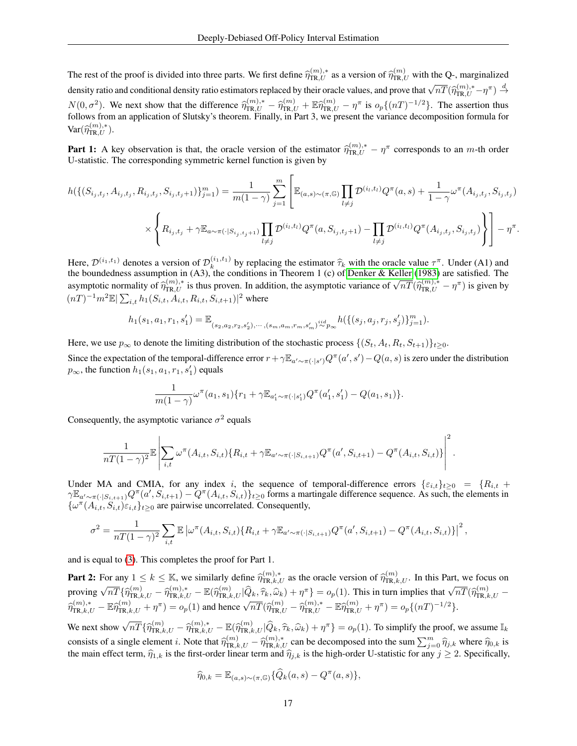The rest of the proof is divided into three parts. We first define $\widehat{\eta}_{\text{TR},U}^{(m),*}$ as a version of $\widehat{\eta}_{\text{TR},U}^{(m)}$ with the Q-, marginalized density ratio and conditional density ratio estimators replaced by their oracle values, and prove that $\sqrt{nT}(\widehat{\eta}_{\text{TR},U}^{(m),*} - \eta^\pi) \stackrel{d}{\to} N(0, \sigma^2)$. We next show that the difference $\widehat{\eta}_{\text{TR},U}^{(m),*} - \widehat{\eta}_{\text{TR},U}^{(m)} + \mathbb{E}\widehat{\eta}_{\text{TR},U}^{(m)} - \eta^\pi$ is $o_p\{(nT)^{-1/2}\}$. The assertion thus follows from an application of Slutsky's theorem. Finally, in Part 3, we present the variance decomposition formula for $\text{Var}(\widehat{\eta}_{\text{TR},U}^{(m),*})$.

**Part 1:** A key observation is that, the oracle version of the estimator $\widehat{\eta}_{\text{TR},U}^{(m),*} - \eta^\pi$ corresponds to an $m$-th order U-statistic. The corresponding symmetric kernel function is given by

$$h(\{(S_{i_j,t_j}, A_{i_j,t_j}, R_{i_j,t_j}, S_{i_j,t_j+1})\}_{j=1}^m) = \frac{1}{m(1-\gamma)} \sum_{j=1}^m \left[ \mathbb{E}_{(a,s)\sim(\pi,\mathbb{G})} \prod_{l\neq j} \mathcal{D}^{(i_l,t_l)} Q^\pi(a,s) + \frac{1}{1-\gamma} \omega^\pi(A_{i_j,t_j}, S_{i_j,t_j}) \right.$$
$$\left. \times \left\{ R_{i_j,t_j} + \gamma \mathbb{E}_{a\sim\pi(\cdot|S_{i_j,t_j+1})} \prod_{l\neq j} \mathcal{D}^{(i_l,t_l)} Q^\pi(a, S_{i_j,t_j+1}) - \prod_{l\neq j} \mathcal{D}^{(i_l,t_l)} Q^\pi(A_{i_j,t_j}, S_{i_j,t_j}) \right\} \right] - \eta^\pi.$$

Here, $\mathcal{D}^{(i_1,t_1)}$ denotes a version of $\mathcal{D}_k^{(i_1,t_1)}$ by replacing the estimator $\widehat{\tau}_k$ with the oracle value $\tau^\pi$. Under (A1) and the boundedness assumption in (A3), the conditions in Theorem 1 (c) of Denker & Keller (1983) are satisfied. The asymptotic normality of $\widehat{\eta}_{\text{TR},U}^{(m),*}$ is thus proven. In addition, the asymptotic variance of $\sqrt{nT}(\widehat{\eta}_{\text{TR},U}^{(m),*} - \eta^\pi)$ is given by $(nT)^{-1} m^2 \mathbb{E}|\sum_{i,t} h_1(S_{i,t}, A_{i,t}, R_{i,t}, S_{i,t+1})|^2$ where

$$h_1(s_1, a_1, r_1, s_1') = \mathbb{E}_{(s_2,a_2,r_2,s_2'),\cdots,(s_m,a_m,r_m,s_m') \stackrel{iid}{\sim} p_\infty} h(\{(s_j, a_j, r_j, s_j')\}_{j=1}^m).$$

Here, we use $p_\infty$ to denote the limiting distribution of the stochastic process $\{(S_t, A_t, R_t, S_{t+1})\}_{t\geq 0}$.

Since the expectation of the temporal-difference error $r + \gamma \mathbb{E}_{a'\sim\pi(\cdot|s')} Q^\pi(a', s') - Q(a, s)$ is zero under the distribution $p_\infty$, the function $h_1(s_1, a_1, r_1, s_1')$ equals

$$\frac{1}{m(1-\gamma)} \omega^\pi(a_1, s_1)\{r_1 + \gamma \mathbb{E}_{a_1'\sim\pi(\cdot|s_1')} Q^\pi(a_1', s_1') - Q(a_1, s_1)\}.$$

Consequently, the asymptotic variance $\sigma^2$ equals

$$\frac{1}{nT(1-\gamma)^2} \mathbb{E} \left| \sum_{i,t} \omega^\pi(A_{i,t}, S_{i,t})\{R_{i,t} + \gamma \mathbb{E}_{a'\sim\pi(\cdot|S_{i,t+1})} Q^\pi(a', S_{i,t+1}) - Q^\pi(A_{i,t}, S_{i,t})\} \right|^2.$$

Under MA and CMIA, for any index $i$, the sequence of temporal-difference errors $\{\varepsilon_{i,t}\}_{t\geq 0} = \{R_{i,t} + \gamma \mathbb{E}_{a'\sim\pi(\cdot|S_{i,t+1})} Q^\pi(a', S_{i,t+1}) - Q^\pi(A_{i,t}, S_{i,t})\}_{t\geq 0}$ forms a martingale difference sequence. As such, the elements in $\{\omega^\pi(A_{i,t}, S_{i,t})\varepsilon_{i,t}\}_{t\geq 0}$ are pairwise uncorrelated. Consequently,

$$\sigma^2 = \frac{1}{nT(1-\gamma)^2} \sum_{i,t} \mathbb{E} \left| \omega^\pi(A_{i,t}, S_{i,t})\{R_{i,t} + \gamma \mathbb{E}_{a'\sim\pi(\cdot|S_{i,t+1})} Q^\pi(a', S_{i,t+1}) - Q^\pi(A_{i,t}, S_{i,t})\} \right|^2,$$

and is equal to (3). This completes the proof for Part 1.

**Part 2:** For any $1 \leq k \leq \mathbb{K}$, we similarly define $\widehat{\eta}_{\text{TR},k,U}^{(m),*}$ as the oracle version of $\widehat{\eta}_{\text{TR},k,U}^{(m)}$. In this Part, we focus on proving $\sqrt{nT}\{\widehat{\eta}_{\text{TR},k,U}^{(m)} - \widehat{\eta}_{\text{TR},k,U}^{(m),*} - \mathbb{E}(\widehat{\eta}_{\text{TR},k,U}^{(m)} | \widehat{Q}_k, \widehat{\tau}_k, \widehat{\omega}_k) + \eta^\pi\} = o_p(1)$. This in turn implies that $\sqrt{nT}(\widehat{\eta}_{\text{TR},k,U}^{(m)} - \widehat{\eta}_{\text{TR},k,U}^{(m),*} - \mathbb{E}\widehat{\eta}_{\text{TR},k,U}^{(m)} + \eta^\pi) = o_p(1)$ and hence $\sqrt{nT}(\widehat{\eta}_{\text{TR},U}^{(m)} - \widehat{\eta}_{\text{TR},U}^{(m),*} - \mathbb{E}\widehat{\eta}_{\text{TR},U}^{(m)} + \eta^\pi) = o_p\{(nT)^{-1/2}\}$.

We next show $\sqrt{nT}\{\widehat{\eta}_{\text{TR},k,U}^{(m)} - \widehat{\eta}_{\text{TR},k,U}^{(m),*} - \mathbb{E}(\widehat{\eta}_{\text{TR},k,U}^{(m)} | \widehat{Q}_k, \widehat{\tau}_k, \widehat{\omega}_k) + \eta^\pi\} = o_p(1)$. To simplify the proof, we assume $\mathbb{I}_k$ consists of a single element $i$. Note that $\widehat{\eta}_{\text{TR},k,U}^{(m)} - \widehat{\eta}_{\text{TR},k,U}^{(m),*}$ can be decomposed into the sum $\sum_{j=0}^m \widehat{\eta}_{j,k}$ where $\widehat{\eta}_{0,k}$ is the main effect term, $\widehat{\eta}_{1,k}$ is the first-order linear term and $\widehat{\eta}_{j,k}$ is the high-order U-statistic for any $j \geq 2$. Specifically,

$$\widehat{\eta}_{0,k} = \mathbb{E}_{(a,s)\sim(\pi,\mathbb{G})}\{\widehat{Q}_k(a,s) - Q^\pi(a,s)\},$$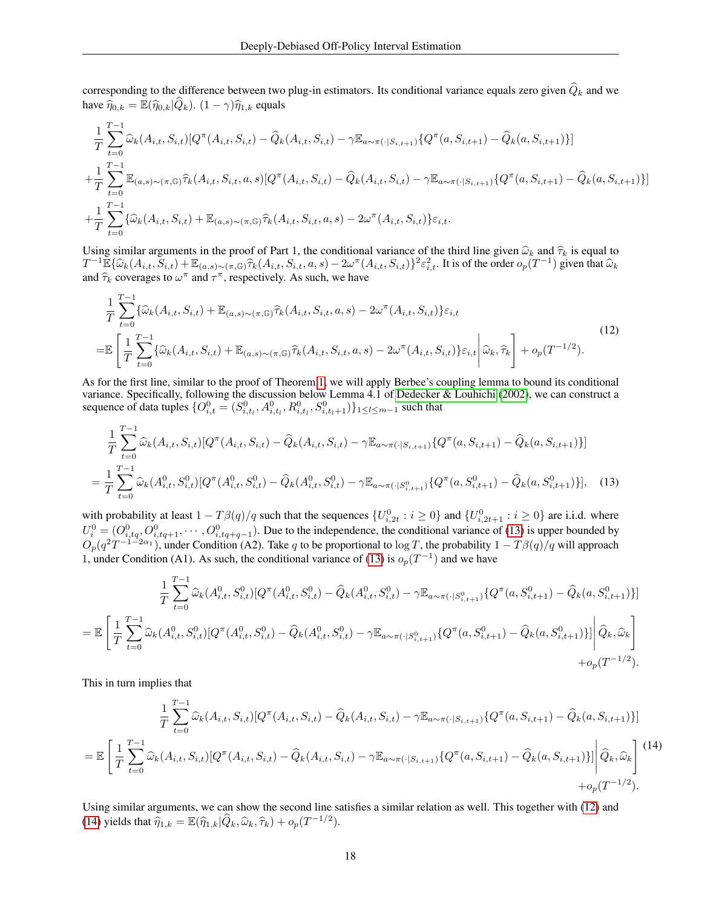corresponding to the difference between two plug-in estimators. Its conditional variance equals zero given $\widehat{Q}_k$ and we have $\widehat{\eta}_{0,k} = \mathbb{E}(\widehat{\eta}_{0,k}|\widehat{Q}_k)$. $(1-\gamma)\widehat{\eta}_{1,k}$ equals

$$
\begin{aligned}
&\frac{1}{T}\sum_{t=0}^{T-1} \widehat{\omega}_k(A_{i,t}, S_{i,t})[Q^\pi(A_{i,t}, S_{i,t}) - \widehat{Q}_k(A_{i,t}, S_{i,t}) - \gamma \mathbb{E}_{a\sim\pi(\cdot|S_{i,t+1})}\{Q^\pi(a, S_{i,t+1}) - \widehat{Q}_k(a, S_{i,t+1})\}] \\
&+\frac{1}{T}\sum_{t=0}^{T-1} \mathbb{E}_{(a,s)\sim(\pi,\mathbb{G})}\widehat{\tau}_k(A_{i,t}, S_{i,t}, a, s)[Q^\pi(A_{i,t}, S_{i,t}) - \widehat{Q}_k(A_{i,t}, S_{i,t}) - \gamma \mathbb{E}_{a\sim\pi(\cdot|S_{i,t+1})}\{Q^\pi(a, S_{i,t+1}) - \widehat{Q}_k(a, S_{i,t+1})\}] \\
&+\frac{1}{T}\sum_{t=0}^{T-1} \{\widehat{\omega}_k(A_{i,t}, S_{i,t}) + \mathbb{E}_{(a,s)\sim(\pi,\mathbb{G})}\widehat{\tau}_k(A_{i,t}, S_{i,t}, a, s) - 2\omega^\pi(A_{i,t}, S_{i,t})\}\varepsilon_{i,t}.
\end{aligned}
$$

Using similar arguments in the proof of Part 1, the conditional variance of the third line given $\widehat{\omega}_k$ and $\widehat{\tau}_k$ is equal to $T^{-1}\mathbb{E}\{\widehat{\omega}_k(A_{i,t}, S_{i,t}) + \mathbb{E}_{(a,s)\sim(\pi,\mathbb{G})}\widehat{\tau}_k(A_{i,t}, S_{i,t}, a, s) - 2\omega^\pi(A_{i,t}, S_{i,t})\}^2\varepsilon_{i,t}^2$. It is of the order $o_p(T^{-1})$ given that $\widehat{\omega}_k$ and $\widehat{\tau}_k$ coverages to $\omega^\pi$ and $\tau^\pi$, respectively. As such, we have

$$
\begin{aligned}
&\frac{1}{T}\sum_{t=0}^{T-1} \{\widehat{\omega}_k(A_{i,t}, S_{i,t}) + \mathbb{E}_{(a,s)\sim(\pi,\mathbb{G})}\widehat{\tau}_k(A_{i,t}, S_{i,t}, a, s) - 2\omega^\pi(A_{i,t}, S_{i,t})\}\varepsilon_{i,t} \\
=&\mathbb{E}\left[\frac{1}{T}\sum_{t=0}^{T-1} \{\widehat{\omega}_k(A_{i,t}, S_{i,t}) + \mathbb{E}_{(a,s)\sim(\pi,\mathbb{G})}\widehat{\tau}_k(A_{i,t}, S_{i,t}, a, s) - 2\omega^\pi(A_{i,t}, S_{i,t})\}\varepsilon_{i,t}\middle| \widehat{\omega}_k, \widehat{\tau}_k\right] + o_p(T^{-1/2}).
\end{aligned} \tag{12}
$$

As for the first line, similar to the proof of Theorem 1, we will apply Berbee's coupling lemma to bound its conditional variance. Specifically, following the discussion below Lemma 4.1 of Dedecker & Louhichi (2002), we can construct a sequence of data tuples $\{O_{i,t}^0 = (S_{i,t_l}^0, A_{i,t_l}^0, R_{i,t_l}^0, S_{i,t_l+1}^0)\}_{1\le l\le m-1}$ such that

$$
\begin{aligned}
&\frac{1}{T}\sum_{t=0}^{T-1} \widehat{\omega}_k(A_{i,t}, S_{i,t})[Q^\pi(A_{i,t}, S_{i,t}) - \widehat{Q}_k(A_{i,t}, S_{i,t}) - \gamma \mathbb{E}_{a\sim\pi(\cdot|S_{i,t+1})}\{Q^\pi(a, S_{i,t+1}) - \widehat{Q}_k(a, S_{i,t+1})\}] \\
=&\frac{1}{T}\sum_{t=0}^{T-1} \widehat{\omega}_k(A_{i,t}^0, S_{i,t}^0)[Q^\pi(A_{i,t}^0, S_{i,t}^0) - \widehat{Q}_k(A_{i,t}^0, S_{i,t}^0) - \gamma \mathbb{E}_{a\sim\pi(\cdot|S_{i,t+1}^0)}\{Q^\pi(a, S_{i,t+1}^0) - \widehat{Q}_k(a, S_{i,t+1}^0)\}],
\end{aligned} \tag{13}
$$

with probability at least $1 - T\beta(q)/q$ such that the sequences $\{U_{i,2t}^0 : i \ge 0\}$ and $\{U_{i,2t+1}^0 : i \ge 0\}$ are i.i.d. where $U_i^0 = (O_{i,tq}^0, O_{i,tq+1}^0, \cdots, O_{i,tq+q-1}^0)$. Due to the independence, the conditional variance of (13) is upper bounded by $O_p(q^2 T^{-1-2\alpha_1})$, under Condition (A2). Take $q$ to be proportional to $\log T$, the probability $1 - T\beta(q)/q$ will approach 1, under Condition (A1). As such, the conditional variance of (13) is $o_p(T^{-1})$ and we have

$$
\begin{aligned}
&\frac{1}{T}\sum_{t=0}^{T-1} \widehat{\omega}_k(A_{i,t}^0, S_{i,t}^0)[Q^\pi(A_{i,t}^0, S_{i,t}^0) - \widehat{Q}_k(A_{i,t}^0, S_{i,t}^0) - \gamma \mathbb{E}_{a\sim\pi(\cdot|S_{i,t+1}^0)}\{Q^\pi(a, S_{i,t+1}^0) - \widehat{Q}_k(a, S_{i,t+1}^0)\}] \\
=&\mathbb{E}\left[\frac{1}{T}\sum_{t=0}^{T-1} \widehat{\omega}_k(A_{i,t}^0, S_{i,t}^0)[Q^\pi(A_{i,t}^0, S_{i,t}^0) - \widehat{Q}_k(A_{i,t}^0, S_{i,t}^0) - \gamma \mathbb{E}_{a\sim\pi(\cdot|S_{i,t+1}^0)}\{Q^\pi(a, S_{i,t+1}^0) - \widehat{Q}_k(a, S_{i,t+1}^0)\}]\middle| \widehat{Q}_k, \widehat{\omega}_k\right] \\
&+o_p(T^{-1/2}).
\end{aligned}
$$

This in turn implies that

$$
\begin{aligned}
&\frac{1}{T}\sum_{t=0}^{T-1} \widehat{\omega}_k(A_{i,t}, S_{i,t})[Q^\pi(A_{i,t}, S_{i,t}) - \widehat{Q}_k(A_{i,t}, S_{i,t}) - \gamma \mathbb{E}_{a\sim\pi(\cdot|S_{i,t+1})}\{Q^\pi(a, S_{i,t+1}) - \widehat{Q}_k(a, S_{i,t+1})\}] \\
=&\mathbb{E}\left[\frac{1}{T}\sum_{t=0}^{T-1} \widehat{\omega}_k(A_{i,t}, S_{i,t})[Q^\pi(A_{i,t}, S_{i,t}) - \widehat{Q}_k(A_{i,t}, S_{i,t}) - \gamma \mathbb{E}_{a\sim\pi(\cdot|S_{i,t+1})}\{Q^\pi(a, S_{i,t+1}) - \widehat{Q}_k(a, S_{i,t+1})\}]\middle| \widehat{Q}_k, \widehat{\omega}_k\right] \\
&+o_p(T^{-1/2}).
\end{aligned} \tag{14}
$$

Using similar arguments, we can show the second line satisfies a similar relation as well. This together with (12) and (14) yields that $\widehat{\eta}_{1,k} = \mathbb{E}(\widehat{\eta}_{1,k}|\widehat{Q}_k, \widehat{\omega}_k, \widehat{\tau}_k) + o_p(T^{-1/2})$.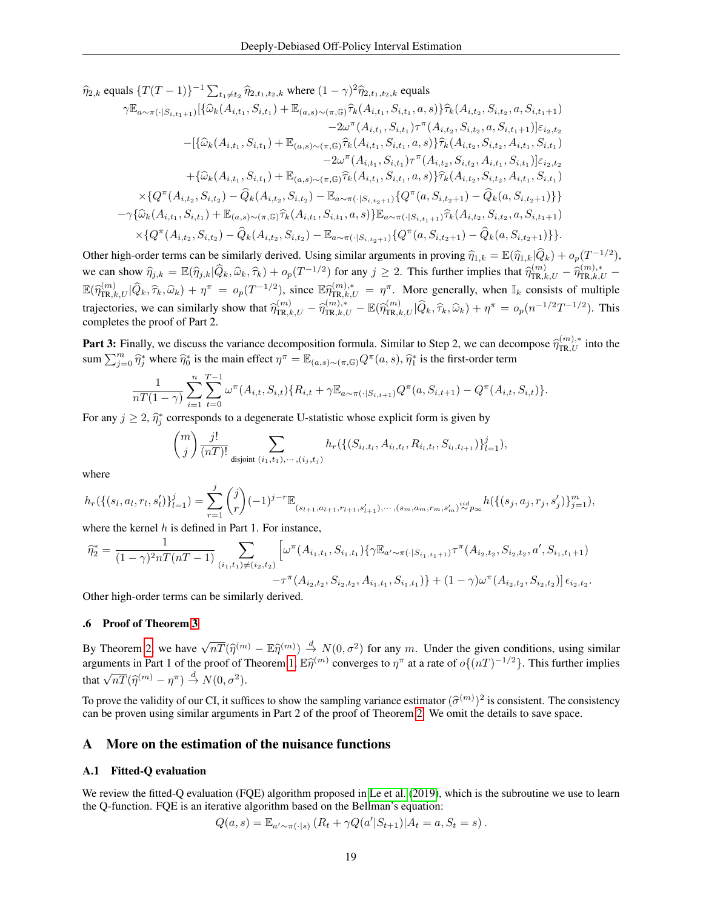$\widehat{\eta}_{2,k}$ equals $\{T(T-1)\}^{-1}\sum_{t_1\neq t_2}\widehat{\eta}_{2,t_1,t_2,k}$ where $(1-\gamma)^2\widehat{\eta}_{2,t_1,t_2,k}$ equals

$$
\begin{aligned}
\gamma\mathbb{E}_{a\sim\pi(\cdot|S_{i,t_1+1})}[\{\widehat{\omega}_k(A_{i,t_1},S_{i,t_1})+\mathbb{E}_{(a,s)\sim(\pi,\mathbb{G})}\widehat{\tau}_k(A_{i,t_1},S_{i,t_1},a,s)\}\widehat{\tau}_k(A_{i,t_2},S_{i,t_2},a,S_{i,t_1+1})\\
-2\omega^\pi(A_{i,t_1},S_{i,t_1})\tau^\pi(A_{i,t_2},S_{i,t_2},a,S_{i,t_1+1})]\varepsilon_{i_2,t_2}\\
-[\{\widehat{\omega}_k(A_{i,t_1},S_{i,t_1})+\mathbb{E}_{(a,s)\sim(\pi,\mathbb{G})}\widehat{\tau}_k(A_{i,t_1},S_{i,t_1},a,s)\}\widehat{\tau}_k(A_{i,t_2},S_{i,t_2},A_{i,t_1},S_{i,t_1})\\
-2\omega^\pi(A_{i,t_1},S_{i,t_1})\tau^\pi(A_{i,t_2},S_{i,t_2},A_{i,t_1},S_{i,t_1})]\varepsilon_{i_2,t_2}\\
+\{\widehat{\omega}_k(A_{i,t_1},S_{i,t_1})+\mathbb{E}_{(a,s)\sim(\pi,\mathbb{G})}\widehat{\tau}_k(A_{i,t_1},S_{i,t_1},a,s)\}\widehat{\tau}_k(A_{i,t_2},S_{i,t_2},A_{i,t_1},S_{i,t_1})\\
\times\{Q^\pi(A_{i,t_2},S_{i,t_2})-\widehat{Q}_k(A_{i,t_2},S_{i,t_2})-\mathbb{E}_{a\sim\pi(\cdot|S_{i,t_2+1})}\{Q^\pi(a,S_{i,t_2+1})-\widehat{Q}_k(a,S_{i,t_2+1})\}\}\\
-\gamma\{\widehat{\omega}_k(A_{i,t_1},S_{i,t_1})+\mathbb{E}_{(a,s)\sim(\pi,\mathbb{G})}\widehat{\tau}_k(A_{i,t_1},S_{i,t_1},a,s)\}\mathbb{E}_{a\sim\pi(\cdot|S_{i,t_1+1})}\widehat{\tau}_k(A_{i,t_2},S_{i,t_2},a,S_{i,t_1+1})\\
\times\{Q^\pi(A_{i,t_2},S_{i,t_2})-\widehat{Q}_k(A_{i,t_2},S_{i,t_2})-\mathbb{E}_{a\sim\pi(\cdot|S_{i,t_2+1})}\{Q^\pi(a,S_{i,t_2+1})-\widehat{Q}_k(a,S_{i,t_2+1})\}\}.
\end{aligned}
$$

Other high-order terms can be similarly derived. Using similar arguments in proving $\widehat{\eta}_{1,k}=\mathbb{E}(\widehat{\eta}_{1,k}|\widehat{Q}_k)+o_p(T^{-1/2})$, we can show $\widehat{\eta}_{j,k}=\mathbb{E}(\widehat{\eta}_{j,k}|\widehat{Q}_k,\widehat{\omega}_k,\widehat{\tau}_k)+o_p(T^{-1/2})$ for any $j\geq 2$. This further implies that $\widehat{\eta}^{(m)}_{\text{TR},k,U}-\widehat{\eta}^{(m),*}_{\text{TR},k,U}-\mathbb{E}(\widehat{\eta}^{(m)}_{\text{TR},k,U}|\widehat{Q}_k,\widehat{\tau}_k,\widehat{\omega}_k)+\eta^\pi=o_p(T^{-1/2})$, since $\mathbb{E}\widehat{\eta}^{(m),*}_{\text{TR},k,U}=\eta^\pi$. More generally, when $\mathbb{I}_k$ consists of multiple trajectories, we can similarly show that $\widehat{\eta}^{(m)}_{\text{TR},k,U}-\widehat{\eta}^{(m),*}_{\text{TR},k,U}-\mathbb{E}(\widehat{\eta}^{(m)}_{\text{TR},k,U}|\widehat{Q}_k,\widehat{\tau}_k,\widehat{\omega}_k)+\eta^\pi=o_p(n^{-1/2}T^{-1/2})$. This completes the proof of Part 2.

**Part 3:** Finally, we discuss the variance decomposition formula. Similar to Step 2, we can decompose $\widehat{\eta}^{(m),*}_{\text{TR},U}$ into the sum $\sum_{j=0}^m\widehat{\eta}^*_j$ where $\widehat{\eta}^*_0$ is the main effect $\eta^\pi=\mathbb{E}_{(a,s)\sim(\pi,\mathbb{G})}Q^\pi(a,s)$, $\widehat{\eta}^*_1$ is the first-order term

$$
\frac{1}{nT(1-\gamma)}\sum_{i=1}^n\sum_{t=0}^{T-1}\omega^\pi(A_{i,t},S_{i,t})\{R_{i,t}+\gamma\mathbb{E}_{a\sim\pi(\cdot|S_{i,t+1})}Q^\pi(a,S_{i,t+1})-Q^\pi(A_{i,t},S_{i,t})\}.
$$

For any $j\geq 2$, $\widehat{\eta}^*_j$ corresponds to a degenerate U-statistic whose explicit form is given by

$$
\binom{m}{j}\frac{j!}{(nT)!}\sum_{\text{disjoint }(i_1,t_1),\cdots,(i_j,t_j)}h_r(\{(S_{i_l,t_l},A_{i_l,t_l},R_{i_l,t_l},S_{i_l,t_{l+1}})\}_{l=1}^j),
$$

where

$$
h_r(\{(s_l,a_l,r_l,s'_l)\}_{l=1}^j)=\sum_{r=1}^j\binom{j}{r}(-1)^{j-r}\mathbb{E}_{(s_{l+1},a_{l+1},r_{l+1},s'_{l+1}),\cdots,(s_m,a_m,r_m,s'_m)\overset{iid}{\sim}p_\infty}h(\{(s_j,a_j,r_j,s'_j)\}_{j=1}^m),
$$

where the kernel $h$ is defined in Part 1. For instance,

$$
\begin{aligned}
\widehat{\eta}^*_2=\frac{1}{(1-\gamma)^2nT(nT-1)}\sum_{(i_1,t_1)\neq(i_2,t_2)}\Big[\omega^\pi(A_{i_1,t_1},S_{i_1,t_1})\{\gamma\mathbb{E}_{a'\sim\pi(\cdot|S_{i_1,t_1+1})}\tau^\pi(A_{i_2,t_2},S_{i_2,t_2},a',S_{i_1,t_1+1})\\
-\tau^\pi(A_{i_2,t_2},S_{i_2,t_2},A_{i_1,t_1},S_{i_1,t_1})\}+(1-\gamma)\omega^\pi(A_{i_2,t_2},S_{i_2,t_2})\Big]\epsilon_{i_2,t_2}.
\end{aligned}
$$

Other high-order terms can be similarly derived.

### .6 Proof of Theorem 3

By Theorem 2, we have $\sqrt{nT}(\widehat{\eta}^{(m)}-\mathbb{E}\widehat{\eta}^{(m)})\overset{d}{\to}N(0,\sigma^2)$ for any $m$. Under the given conditions, using similar arguments in Part 1 of the proof of Theorem 1, $\mathbb{E}\widehat{\eta}^{(m)}$ converges to $\eta^\pi$ at a rate of $o\{(nT)^{-1/2}\}$. This further implies that $\sqrt{nT}(\widehat{\eta}^{(m)}-\eta^\pi)\overset{d}{\to}N(0,\sigma^2)$.

To prove the validity of our CI, it suffices to show the sampling variance estimator $(\widehat{\sigma}^{(m)})^2$ is consistent. The consistency can be proven using similar arguments in Part 2 of the proof of Theorem 2. We omit the details to save space.

## A More on the estimation of the nuisance functions

### A.1 Fitted-Q evaluation

We review the fitted-Q evaluation (FQE) algorithm proposed in Le et al. (2019), which is the subroutine we use to learn the Q-function. FQE is an iterative algorithm based on the Bellman's equation:

$$
Q(a,s)=\mathbb{E}_{a'\sim\pi(\cdot|s)}\left(R_t+\gamma Q(a'|S_{t+1})|A_t=a,S_t=s\right).
$$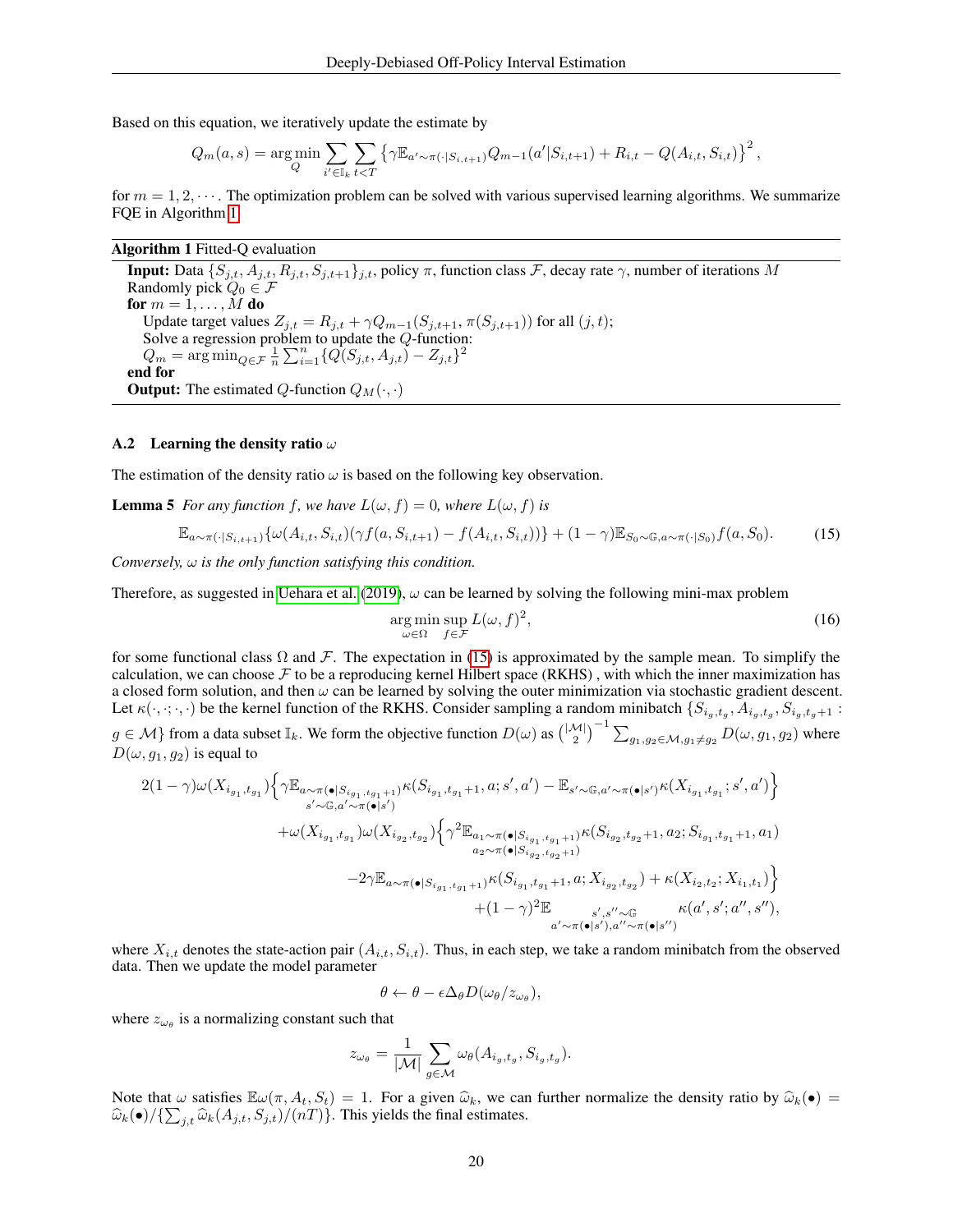Based on this equation, we iteratively update the estimate by

$$Q_m(a, s) = \arg\min_Q \sum_{i' \in \mathbb{I}_k} \sum_{t<T} \left\{ \gamma \mathbb{E}_{a' \sim \pi(\cdot|S_{i,t+1})} Q_{m-1}(a'|S_{i,t+1}) + R_{i,t} - Q(A_{i,t}, S_{i,t}) \right\}^2,$$

for $m = 1, 2, \cdots$. The optimization problem can be solved with various supervised learning algorithms. We summarize FQE in Algorithm 1.

---

**Algorithm 1** Fitted-Q evaluation

---

**Input:** Data $\{S_{j,t}, A_{j,t}, R_{j,t}, S_{j,t+1}\}_{j,t}$, policy $\pi$, function class $\mathcal{F}$, decay rate $\gamma$, number of iterations $M$
Randomly pick $Q_0 \in \mathcal{F}$
**for** $m = 1, \ldots, M$ **do**
  Update target values $Z_{j,t} = R_{j,t} + \gamma Q_{m-1}(S_{j,t+1}, \pi(S_{j,t+1}))$ for all $(j, t)$;
  Solve a regression problem to update the $Q$-function:
  $Q_m = \arg\min_{Q \in \mathcal{F}} \frac{1}{n} \sum_{i=1}^n \{Q(S_{j,t}, A_{j,t}) - Z_{j,t}\}^2$
**end for**
**Output:** The estimated $Q$-function $Q_M(\cdot, \cdot)$

---

### A.2 Learning the density ratio $\omega$

The estimation of the density ratio $\omega$ is based on the following key observation.

**Lemma 5** *For any function $f$, we have $L(\omega, f) = 0$, where $L(\omega, f)$ is*

$$\mathbb{E}_{a \sim \pi(\cdot|S_{i,t+1})} \{\omega(A_{i,t}, S_{i,t})(\gamma f(a, S_{i,t+1}) - f(A_{i,t}, S_{i,t}))\} + (1-\gamma)\mathbb{E}_{S_0 \sim \mathbb{G}, a \sim \pi(\cdot|S_0)} f(a, S_0). \tag{15}$$

*Conversely, $\omega$ is the only function satisfying this condition.*

Therefore, as suggested in Uehara et al. (2019), $\omega$ can be learned by solving the following mini-max problem

$$\arg\min_{\omega \in \Omega} \sup_{f \in \mathcal{F}} L(\omega, f)^2, \tag{16}$$

for some functional class $\Omega$ and $\mathcal{F}$. The expectation in (15) is approximated by the sample mean. To simplify the calculation, we can choose $\mathcal{F}$ to be a reproducing kernel Hilbert space (RKHS) , with which the inner maximization has a closed form solution, and then $\omega$ can be learned by solving the outer minimization via stochastic gradient descent. Let $\kappa(\cdot, \cdot; \cdot, \cdot)$ be the kernel function of the RKHS. Consider sampling a random minibatch $\{S_{i_g,t_g}, A_{i_g,t_g}, S_{i_g,t_g+1} : g \in \mathcal{M}\}$ from a data subset $\mathbb{I}_k$. We form the objective function $D(\omega)$ as $\binom{|\mathcal{M}|}{2}^{-1} \sum_{g_1, g_2 \in \mathcal{M}, g_1 \neq g_2} D(\omega, g_1, g_2)$ where $D(\omega, g_1, g_2)$ is equal to

$$\begin{aligned}
2(1-\gamma)\omega(X_{i_{g_1},t_{g_1}}) &\Big\{ \gamma \mathbb{E}_{\substack{a \sim \pi(\bullet|S_{i_{g_1},t_{g_1}+1}) \\ s' \sim \mathbb{G}, a' \sim \pi(\bullet|s')}} \kappa(S_{i_{g_1},t_{g_1}+1}, a; s', a') - \mathbb{E}_{s' \sim \mathbb{G}, a' \sim \pi(\bullet|s')} \kappa(X_{i_{g_1},t_{g_1}}; s', a') \Big\} \\
&+ \omega(X_{i_{g_1},t_{g_1}})\omega(X_{i_{g_2},t_{g_2}}) \Big\{ \gamma^2 \mathbb{E}_{\substack{a_1 \sim \pi(\bullet|S_{i_{g_1},t_{g_1}+1}) \\ a_2 \sim \pi(\bullet|S_{i_{g_2},t_{g_2}+1})}} \kappa(S_{i_{g_2},t_{g_2}+1}, a_2; S_{i_{g_1},t_{g_1}+1}, a_1) \\
&\qquad - 2\gamma \mathbb{E}_{a \sim \pi(\bullet|S_{i_{g_1},t_{g_1}+1})} \kappa(S_{i_{g_1},t_{g_1}+1}, a; X_{i_{g_2},t_{g_2}}) + \kappa(X_{i_2,t_2}; X_{i_1,t_1}) \Big\} \\
&\qquad + (1-\gamma)^2 \mathbb{E}_{\substack{s', s'' \sim \mathbb{G} \\ a' \sim \pi(\bullet|s'), a'' \sim \pi(\bullet|s'')}} \kappa(a', s'; a'', s''),
\end{aligned}$$

where $X_{i,t}$ denotes the state-action pair $(A_{i,t}, S_{i,t})$. Thus, in each step, we take a random minibatch from the observed data. Then we update the model parameter

$$\theta \leftarrow \theta - \epsilon \Delta_\theta D(\omega_\theta / z_{\omega_\theta}),$$

where $z_{\omega_\theta}$ is a normalizing constant such that

$$z_{\omega_\theta} = \frac{1}{|\mathcal{M}|} \sum_{g \in \mathcal{M}} \omega_\theta(A_{i_g,t_g}, S_{i_g,t_g}).$$

Note that $\omega$ satisfies $\mathbb{E}\omega(\pi, A_t, S_t) = 1$. For a given $\widehat{\omega}_k$, we can further normalize the density ratio by $\widehat{\omega}_k(\bullet) = \widehat{\omega}_k(\bullet)/\{\sum_{j,t} \widehat{\omega}_k(A_{j,t}, S_{j,t})/(nT)\}$. This yields the final estimates.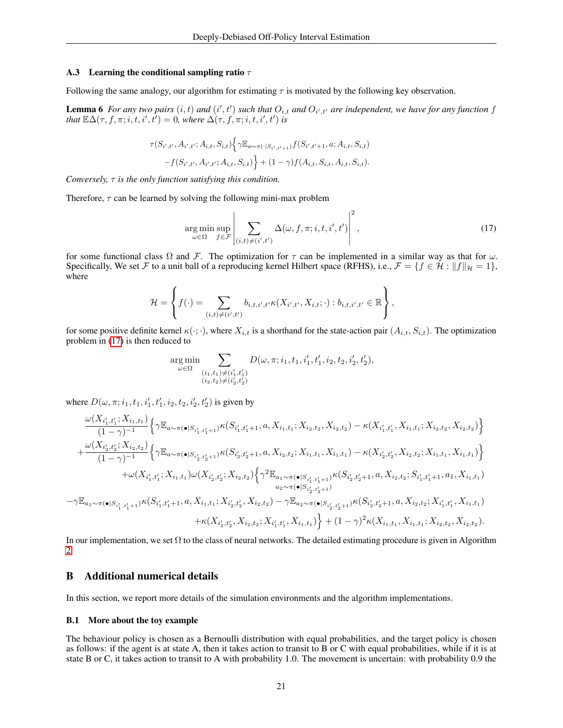### A.3 Learning the conditional sampling ratio $\tau$

Following the same analogy, our algorithm for estimating $\tau$ is motivated by the following key observation.

**Lemma 6** *For any two pairs $(i,t)$ and $(i',t')$ such that $O_{i,t}$ and $O_{i',t'}$ are independent, we have for any function $f$ that $\mathbb{E}\Delta(\tau, f, \pi; i, t, i', t') = 0$, where $\Delta(\tau, f, \pi; i, t, i', t')$ is*

$$
\tau(S_{i',t'}, A_{i',t'}; A_{i,t}, S_{i,t})\Big\{\gamma \mathbb{E}_{a\sim\pi(\cdot|S_{i',t'+1})} f(S_{i',t'+1}, a; A_{i,t}, S_{i,t}) \\
- f(S_{i',t'}, A_{i',t'}; A_{i,t}, S_{i,t})\Big\} + (1-\gamma) f(A_{i,t}, S_{i,t}, A_{i,t}, S_{i,t}).
$$

*Conversely, $\tau$ is the only function satisfying this condition.*

Therefore, $\tau$ can be learned by solving the following mini-max problem

$$
\arg\min_{\omega\in\Omega} \sup_{f\in\mathcal{F}} \left| \sum_{(i,t)\neq(i',t')} \Delta(\omega, f, \pi; i, t, i', t') \right|^2, \tag{17}
$$

for some functional class $\Omega$ and $\mathcal{F}$. The optimization for $\tau$ can be implemented in a similar way as that for $\omega$. Specifically, We set $\mathcal{F}$ to a unit ball of a reproducing kernel Hilbert space (RFHS), i.e., $\mathcal{F} = \{f \in \mathcal{H} : \|f\|_{\mathcal{H}} = 1\}$, where

$$
\mathcal{H} = \left\{ f(\cdot) = \sum_{(i,t)\neq(i',t')} b_{i,t,i',t'} \kappa(X_{i',t'}, X_{i,t}; \cdot) : b_{i,t,i',t'} \in \mathbb{R} \right\},
$$

for some positive definite kernel $\kappa(\cdot;\cdot)$, where $X_{i,t}$ is a shorthand for the state-action pair $(A_{i,t}, S_{i,t})$. The optimization problem in (17) is then reduced to

$$
\arg\min_{\omega\in\Omega} \sum_{\substack{(i_1,t_1)\neq(i_1',t_1') \\ (i_2,t_2)\neq(i_2',t_2')}} D(\omega, \pi; i_1, t_1, i_1', t_1', i_2, t_2, i_2', t_2'),
$$

where $D(\omega, \pi; i_1, t_1, i_1', t_1', i_2, t_2, i_2', t_2')$ is given by

$$
\frac{\omega(X_{i_1',t_1'}; X_{i_1,t_1})}{(1-\gamma)^{-1}} \Big\{ \gamma \mathbb{E}_{a\sim\pi(\bullet|S_{i_1',t_1'+1})} \kappa(S_{i_1',t_1'+1}, a, X_{i_1,t_1}; X_{i_2,t_2}, X_{i_2,t_2}) - \kappa(X_{i_1',t_1'}, X_{i_1,t_1}; X_{i_2,t_2}, X_{i_2,t_2}) \Big\}
$$
$$
+ \frac{\omega(X_{i_2',t_2'}; X_{i_2,t_2})}{(1-\gamma)^{-1}} \Big\{ \gamma \mathbb{E}_{a\sim\pi(\bullet|S_{i_2',t_2'+1})} \kappa(S_{i_2',t_2'+1}, a, X_{i_2,t_2}; X_{i_1,t_1}, X_{i_1,t_1}) - \kappa(X_{i_2',t_2'}, X_{i_2,t_2}; X_{i_1,t_1}, X_{i_1,t_1}) \Big\}
$$
$$
+ \omega(X_{i_1',t_1'}; X_{i_1,t_1}) \omega(X_{i_2',t_2'}; X_{i_2,t_2}) \Big\{ \gamma^2 \mathbb{E}_{\substack{a_1\sim\pi(\bullet|S_{i_1',t_1'+1}) \\ a_2\sim\pi(\bullet|S_{i_2',t_2'+1})}} \kappa(S_{i_2',t_2'+1}, a, X_{i_2,t_2}; S_{i_1',t_1'+1}, a_1, X_{i_1,t_1})
$$
$$
- \gamma \mathbb{E}_{a_1\sim\pi(\bullet|S_{i_1',t_1'+1})} \kappa(S_{i_1',t_1'+1}, a, X_{i_1,t_1}; X_{i_2',t_2'}, X_{i_2,t_2}) - \gamma \mathbb{E}_{a_2\sim\pi(\bullet|S_{i_2',t_2'+1})} \kappa(S_{i_2',t_2'+1}, a, X_{i_2,t_2}; X_{i_1',t_1'}, X_{i_1,t_1})
$$
$$
+ \kappa(X_{i_2',t_2'}, X_{i_2,t_2}; X_{i_1',t_1'}, X_{i_1,t_1}) \Big\} + (1-\gamma)^2 \kappa(X_{i_1,t_1}, X_{i_1,t_1}; X_{i_2,t_2}, X_{i_2,t_2}).
$$

In our implementation, we set $\Omega$ to the class of neural networks. The detailed estimating procedure is given in Algorithm 2.

## B Additional numerical details

In this section, we report more details of the simulation environments and the algorithm implementations.

### B.1 More about the toy example

The behaviour policy is chosen as a Bernoulli distribution with equal probabilities, and the target policy is chosen as follows: if the agent is at state A, then it takes action to transit to B or C with equal probabilities, while if it is at state B or C, it takes action to transit to A with probability 1.0. The movement is uncertain: with probability 0.9 the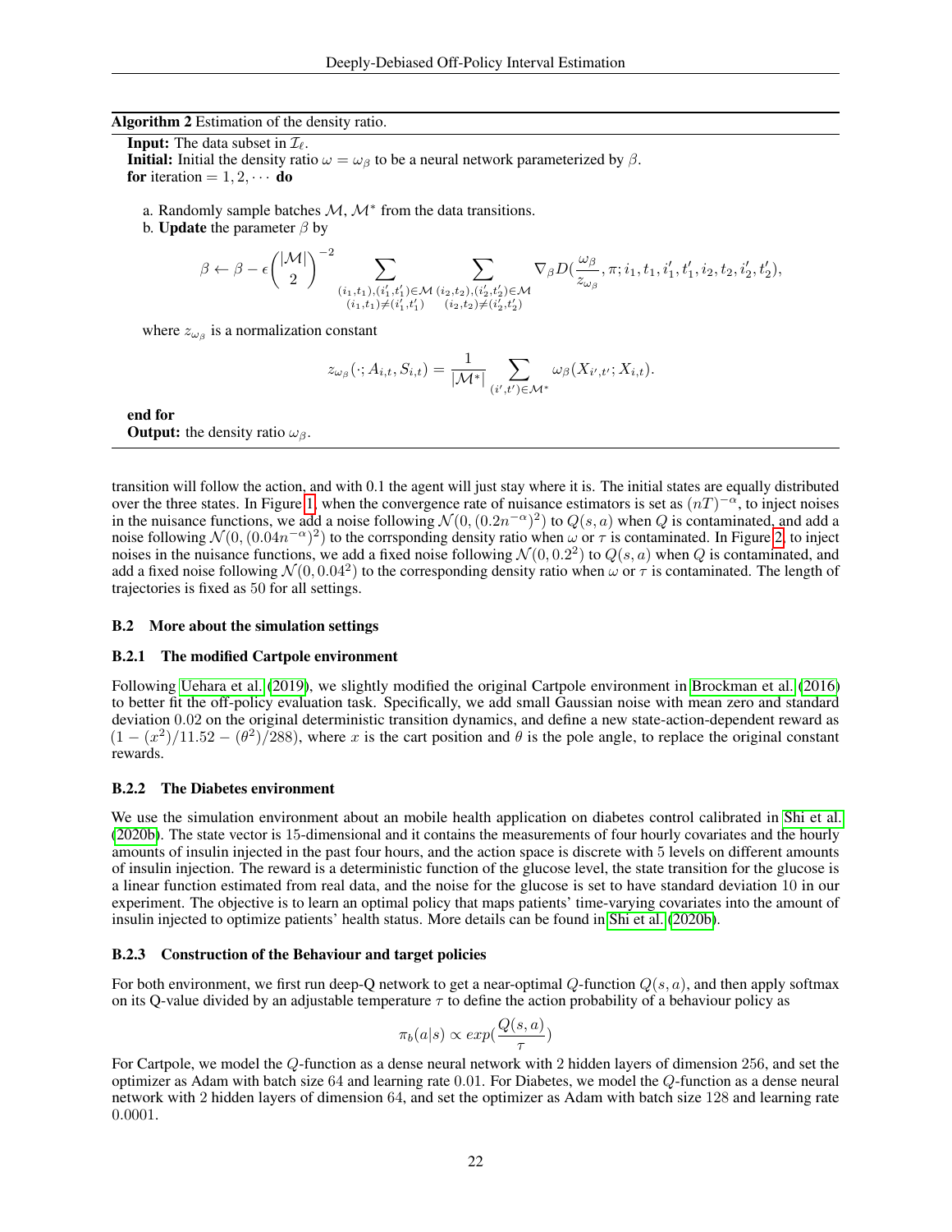---

**Algorithm 2** Estimation of the density ratio.

**Input:** The data subset in $\mathcal{I}_\ell$.
**Initial:** Initial the density ratio $\omega = \omega_\beta$ to be a neural network parameterized by $\beta$.
**for** iteration $= 1, 2, \cdots$ **do**

a. Randomly sample batches $\mathcal{M}$, $\mathcal{M}^*$ from the data transitions.

b. **Update** the parameter $\beta$ by

$$\beta \leftarrow \beta - \epsilon \binom{|\mathcal{M}|}{2}^{-2} \sum_{\substack{(i_1,t_1),(i_1',t_1')\in\mathcal{M} \\ (i_1,t_1)\neq(i_1',t_1')}} \sum_{\substack{(i_2,t_2),(i_2',t_2')\in\mathcal{M} \\ (i_2,t_2)\neq(i_2',t_2')}} \nabla_\beta D(\frac{\omega_\beta}{z_{\omega_\beta}}, \pi; i_1, t_1, i_1', t_1', i_2, t_2, i_2', t_2'),$$

where $z_{\omega_\beta}$ is a normalization constant

$$z_{\omega_\beta}(\cdot; A_{i,t}, S_{i,t}) = \frac{1}{|\mathcal{M}^*|} \sum_{(i',t')\in\mathcal{M}^*} \omega_\beta(X_{i',t'}; X_{i,t}).$$

**end for**
**Output:** the density ratio $\omega_\beta$.

---

transition will follow the action, and with 0.1 the agent will just stay where it is. The initial states are equally distributed over the three states. In Figure 1, when the convergence rate of nuisance estimators is set as $(nT)^{-\alpha}$, to inject noises in the nuisance functions, we add a noise following $\mathcal{N}(0, (0.2n^{-\alpha})^2)$ to $Q(s, a)$ when $Q$ is contaminated, and add a noise following $\mathcal{N}(0, (0.04n^{-\alpha})^2)$ to the corrsponding density ratio when $\omega$ or $\tau$ is contaminated. In Figure 2, to inject noises in the nuisance functions, we add a fixed noise following $\mathcal{N}(0, 0.2^2)$ to $Q(s, a)$ when $Q$ is contaminated, and add a fixed noise following $\mathcal{N}(0, 0.04^2)$ to the corresponding density ratio when $\omega$ or $\tau$ is contaminated. The length of trajectories is fixed as 50 for all settings.

### B.2 More about the simulation settings

#### B.2.1 The modified Cartpole environment

Following Uehara et al. (2019), we slightly modified the original Cartpole environment in Brockman et al. (2016) to better fit the off-policy evaluation task. Specifically, we add small Gaussian noise with mean zero and standard deviation 0.02 on the original deterministic transition dynamics, and define a new state-action-dependent reward as $(1 - (x^2)/11.52 - (\theta^2)/288)$, where $x$ is the cart position and $\theta$ is the pole angle, to replace the original constant rewards.

#### B.2.2 The Diabetes environment

We use the simulation environment about an mobile health application on diabetes control calibrated in Shi et al. (2020b). The state vector is 15-dimensional and it contains the measurements of four hourly covariates and the hourly amounts of insulin injected in the past four hours, and the action space is discrete with 5 levels on different amounts of insulin injection. The reward is a deterministic function of the glucose level, the state transition for the glucose is a linear function estimated from real data, and the noise for the glucose is set to have standard deviation 10 in our experiment. The objective is to learn an optimal policy that maps patients' time-varying covariates into the amount of insulin injected to optimize patients' health status. More details can be found in Shi et al. (2020b).

#### B.2.3 Construction of the Behaviour and target policies

For both environment, we first run deep-Q network to get a near-optimal $Q$-function $Q(s, a)$, and then apply softmax on its Q-value divided by an adjustable temperature $\tau$ to define the action probability of a behaviour policy as

$$\pi_b(a|s) \propto exp(\frac{Q(s,a)}{\tau})$$

For Cartpole, we model the $Q$-function as a dense neural network with 2 hidden layers of dimension 256, and set the optimizer as Adam with batch size 64 and learning rate 0.01. For Diabetes, we model the $Q$-function as a dense neural network with 2 hidden layers of dimension 64, and set the optimizer as Adam with batch size 128 and learning rate 0.0001.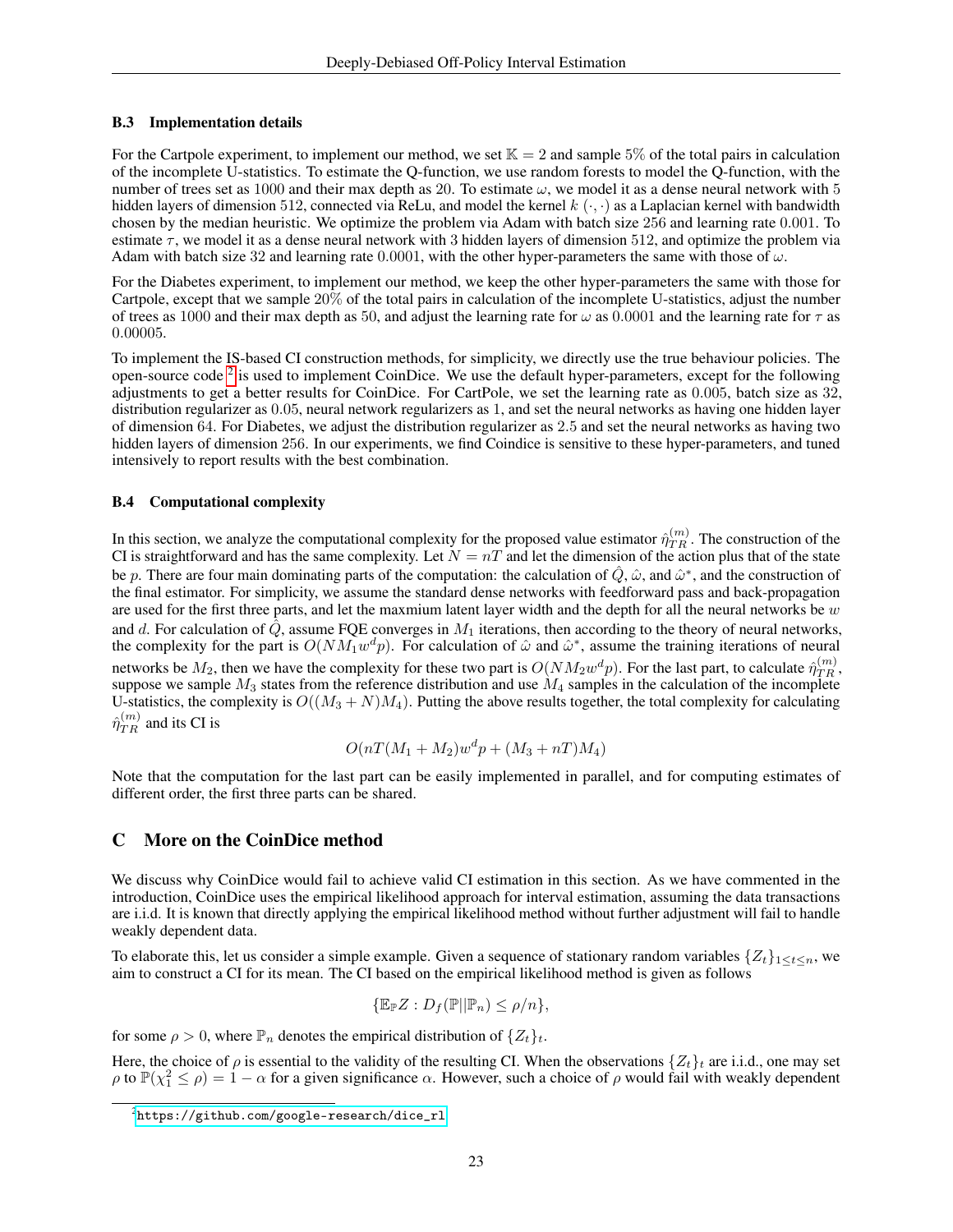### B.3 Implementation details

For the Cartpole experiment, to implement our method, we set $\mathbb{K} = 2$ and sample 5% of the total pairs in calculation of the incomplete U-statistics. To estimate the Q-function, we use random forests to model the Q-function, with the number of trees set as 1000 and their max depth as 20. To estimate $\omega$, we model it as a dense neural network with 5 hidden layers of dimension 512, connected via ReLu, and model the kernel $k(\cdot, \cdot)$ as a Laplacian kernel with bandwidth chosen by the median heuristic. We optimize the problem via Adam with batch size 256 and learning rate 0.001. To estimate $\tau$, we model it as a dense neural network with 3 hidden layers of dimension 512, and optimize the problem via Adam with batch size 32 and learning rate 0.0001, with the other hyper-parameters the same with those of $\omega$.

For the Diabetes experiment, to implement our method, we keep the other hyper-parameters the same with those for Cartpole, except that we sample 20% of the total pairs in calculation of the incomplete U-statistics, adjust the number of trees as 1000 and their max depth as 50, and adjust the learning rate for $\omega$ as 0.0001 and the learning rate for $\tau$ as 0.00005.

To implement the IS-based CI construction methods, for simplicity, we directly use the true behaviour policies. The open-source code [2] is used to implement CoinDice. We use the default hyper-parameters, except for the following adjustments to get a better results for CoinDice. For CartPole, we set the learning rate as 0.005, batch size as 32, distribution regularizer as 0.05, neural network regularizers as 1, and set the neural networks as having one hidden layer of dimension 64. For Diabetes, we adjust the distribution regularizer as 2.5 and set the neural networks as having two hidden layers of dimension 256. In our experiments, we find Coindice is sensitive to these hyper-parameters, and tuned intensively to report results with the best combination.

### B.4 Computational complexity

In this section, we analyze the computational complexity for the proposed value estimator $\hat{\eta}_{TR}^{(m)}$. The construction of the CI is straightforward and has the same complexity. Let $N = nT$ and let the dimension of the action plus that of the state be $p$. There are four main dominating parts of the computation: the calculation of $\hat{Q}$, $\hat{\omega}$, and $\hat{\omega}^*$, and the construction of the final estimator. For simplicity, we assume the standard dense networks with feedforward pass and back-propagation are used for the first three parts, and let the maxmium latent layer width and the depth for all the neural networks be $w$ and $d$. For calculation of $\hat{Q}$, assume FQE converges in $M_1$ iterations, then according to the theory of neural networks, the complexity for the part is $O(NM_1 w^d p)$. For calculation of $\hat{\omega}$ and $\hat{\omega}^*$, assume the training iterations of neural networks be $M_2$, then we have the complexity for these two part is $O(NM_2 w^d p)$. For the last part, to calculate $\hat{\eta}_{TR}^{(m)}$, suppose we sample $M_3$ states from the reference distribution and use $M_4$ samples in the calculation of the incomplete U-statistics, the complexity is $O((M_3 + N)M_4)$. Putting the above results together, the total complexity for calculating $\hat{\eta}_{TR}^{(m)}$ and its CI is

$$O(nT(M_1 + M_2)w^d p + (M_3 + nT)M_4)$$

Note that the computation for the last part can be easily implemented in parallel, and for computing estimates of different order, the first three parts can be shared.

## C More on the CoinDice method

We discuss why CoinDice would fail to achieve valid CI estimation in this section. As we have commented in the introduction, CoinDice uses the empirical likelihood approach for interval estimation, assuming the data transactions are i.i.d. It is known that directly applying the empirical likelihood method without further adjustment will fail to handle weakly dependent data.

To elaborate this, let us consider a simple example. Given a sequence of stationary random variables $\{Z_t\}_{1 \le t \le n}$, we aim to construct a CI for its mean. The CI based on the empirical likelihood method is given as follows

$$\{\mathbb{E}_{\mathbb{P}} Z : D_f(\mathbb{P} || \mathbb{P}_n) \le \rho / n\},$$

for some $\rho > 0$, where $\mathbb{P}_n$ denotes the empirical distribution of $\{Z_t\}_t$.

Here, the choice of $\rho$ is essential to the validity of the resulting CI. When the observations $\{Z_t\}_t$ are i.i.d., one may set $\rho$ to $\mathbb{P}(\chi_1^2 \le \rho) = 1 - \alpha$ for a given significance $\alpha$. However, such a choice of $\rho$ would fail with weakly dependent

[2] https://github.com/google-research/dice_rl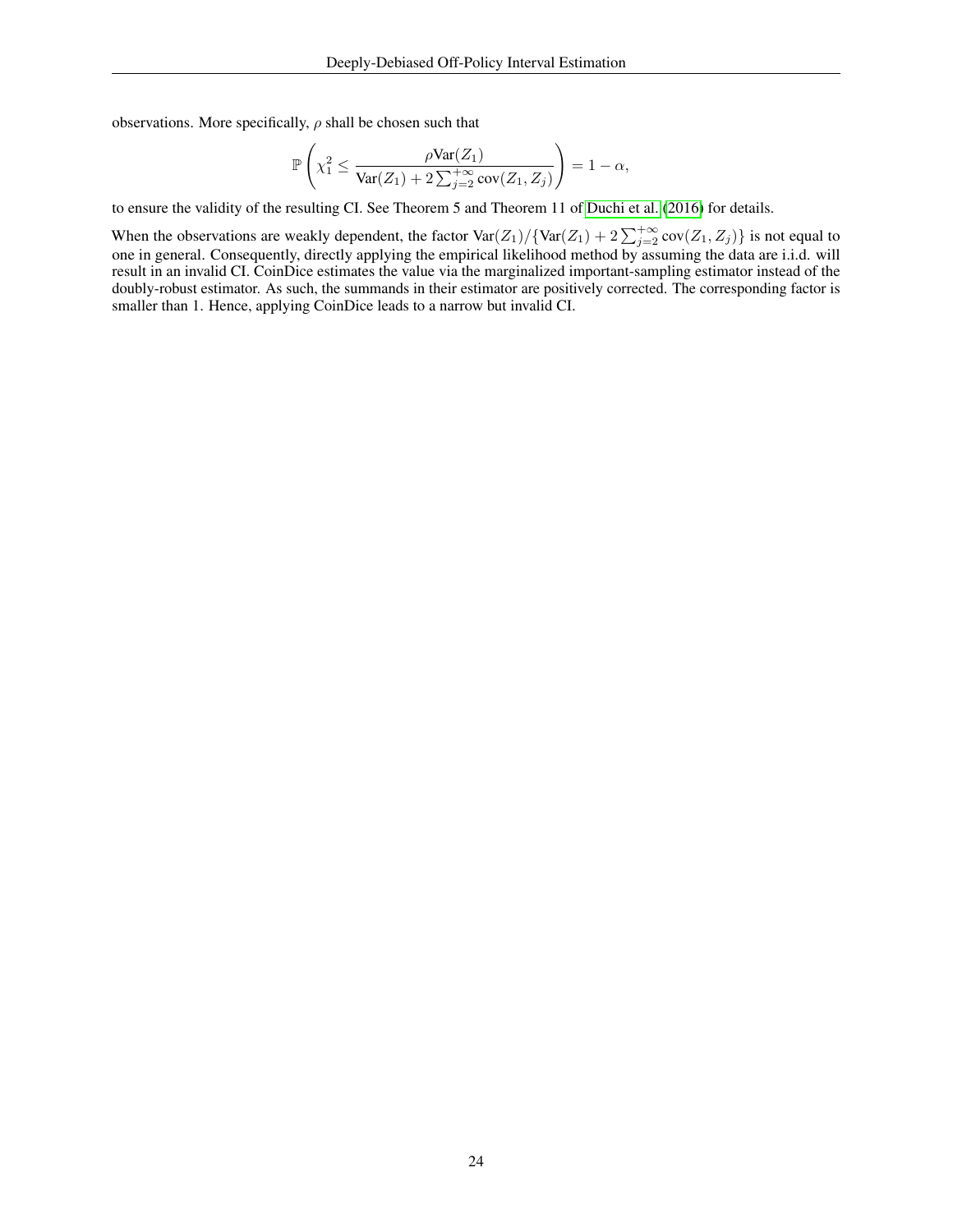observations. More specifically, $\rho$ shall be chosen such that

$$\mathbb{P}\left(\chi_1^2 \leq \frac{\rho \text{Var}(Z_1)}{\text{Var}(Z_1) + 2\sum_{j=2}^{+\infty} \text{cov}(Z_1, Z_j)}\right) = 1 - \alpha,$$

to ensure the validity of the resulting CI. See Theorem 5 and Theorem 11 of Duchi et al. (2016) for details.

When the observations are weakly dependent, the factor $\text{Var}(Z_1)/\{\text{Var}(Z_1) + 2\sum_{j=2}^{+\infty} \text{cov}(Z_1, Z_j)\}$ is not equal to one in general. Consequently, directly applying the empirical likelihood method by assuming the data are i.i.d. will result in an invalid CI. CoinDice estimates the value via the marginalized important-sampling estimator instead of the doubly-robust estimator. As such, the summands in their estimator are positively corrected. The corresponding factor is smaller than 1. Hence, applying CoinDice leads to a narrow but invalid CI.